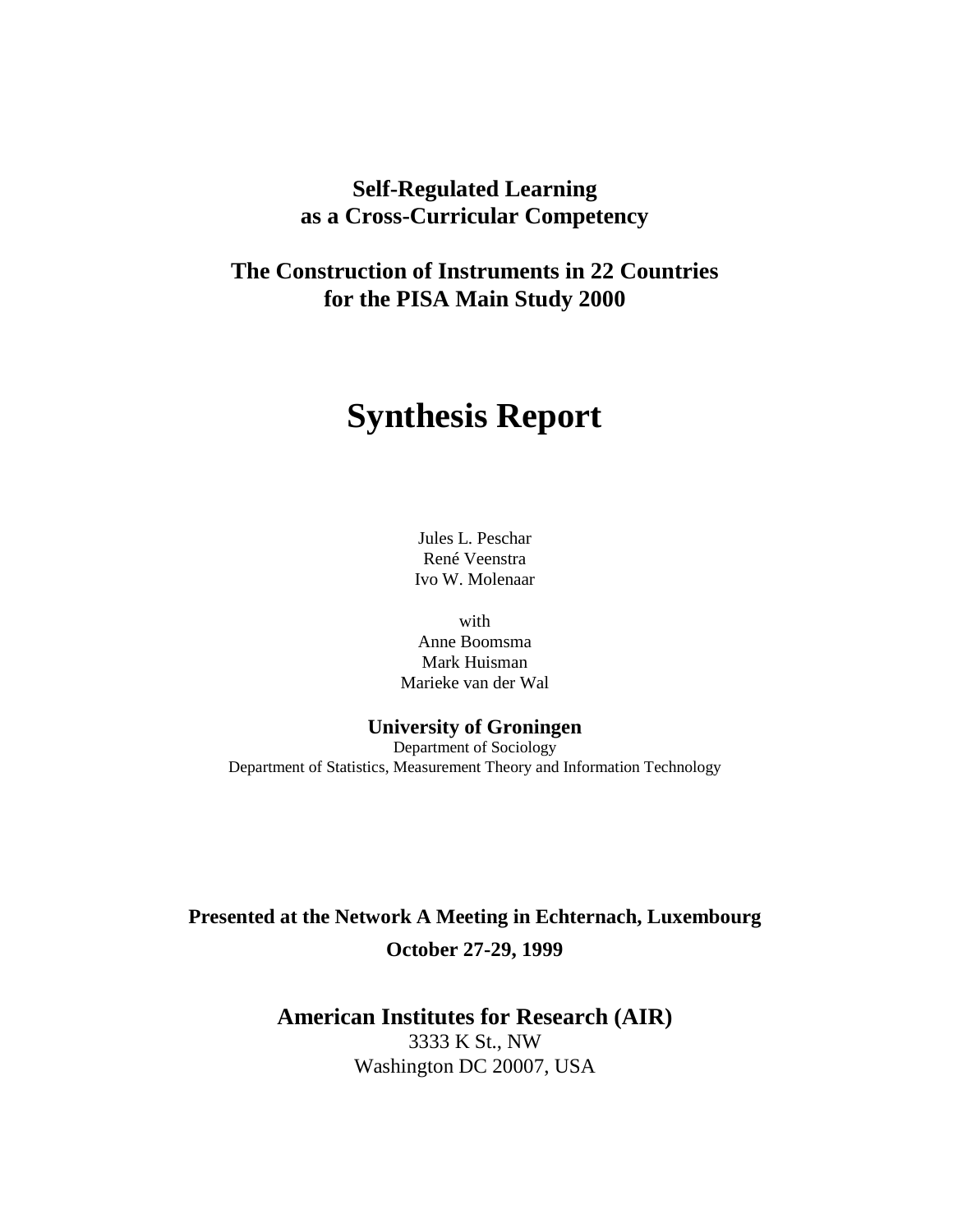**Self-Regulated Learning**
**as a Cross-Curricular Competency**

**The Construction of Instruments in 22 Countries**
**for the PISA Main Study 2000**

# Synthesis Report

Jules L. Peschar
René Veenstra
Ivo W. Molenaar

with
Anne Boomsma
Mark Huisman
Marieke van der Wal

**University of Groningen**
Department of Sociology
Department of Statistics, Measurement Theory and Information Technology

**Presented at the Network A Meeting in Echternach, Luxembourg**

**October 27-29, 1999**

**American Institutes for Research (AIR)**
3333 K St., NW
Washington DC 20007, USA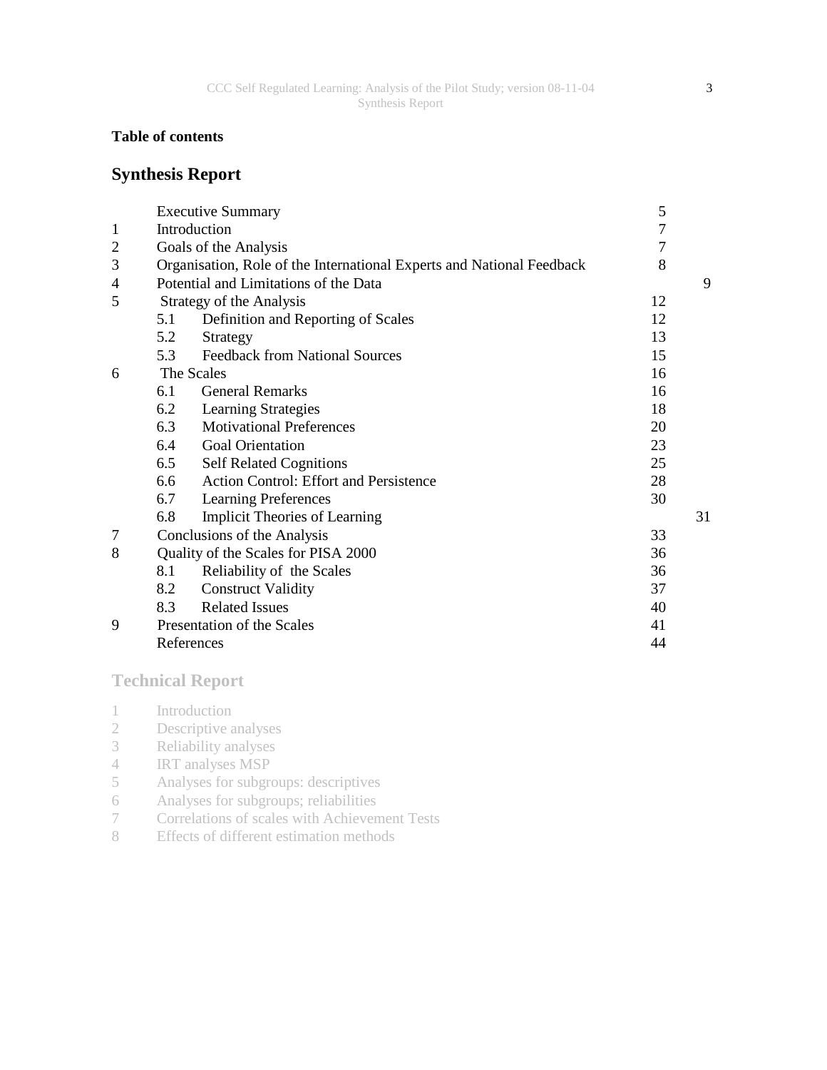**Table of contents**

## Synthesis Report

| | | |
|---|---|---|
| | Executive Summary | 5 |
| 1 | Introduction | 7 |
| 2 | Goals of the Analysis | 7 |
| 3 | Organisation, Role of the International Experts and National Feedback | 8 |
| 4 | Potential and Limitations of the Data | 9 |
| 5 | Strategy of the Analysis | 12 |
| | 5.1 Definition and Reporting of Scales | 12 |
| | 5.2 Strategy | 13 |
| | 5.3 Feedback from National Sources | 15 |
| 6 | The Scales | 16 |
| | 6.1 General Remarks | 16 |
| | 6.2 Learning Strategies | 18 |
| | 6.3 Motivational Preferences | 20 |
| | 6.4 Goal Orientation | 23 |
| | 6.5 Self Related Cognitions | 25 |
| | 6.6 Action Control: Effort and Persistence | 28 |
| | 6.7 Learning Preferences | 30 |
| | 6.8 Implicit Theories of Learning | 31 |
| 7 | Conclusions of the Analysis | 33 |
| 8 | Quality of the Scales for PISA 2000 | 36 |
| | 8.1 Reliability of the Scales | 36 |
| | 8.2 Construct Validity | 37 |
| | 8.3 Related Issues | 40 |
| 9 | Presentation of the Scales | 41 |
| | References | 44 |

## Technical Report

1 Introduction
2 Descriptive analyses
3 Reliability analyses
4 IRT analyses MSP
5 Analyses for subgroups: descriptives
6 Analyses for subgroups; reliabilities
7 Correlations of scales with Achievement Tests
8 Effects of different estimation methods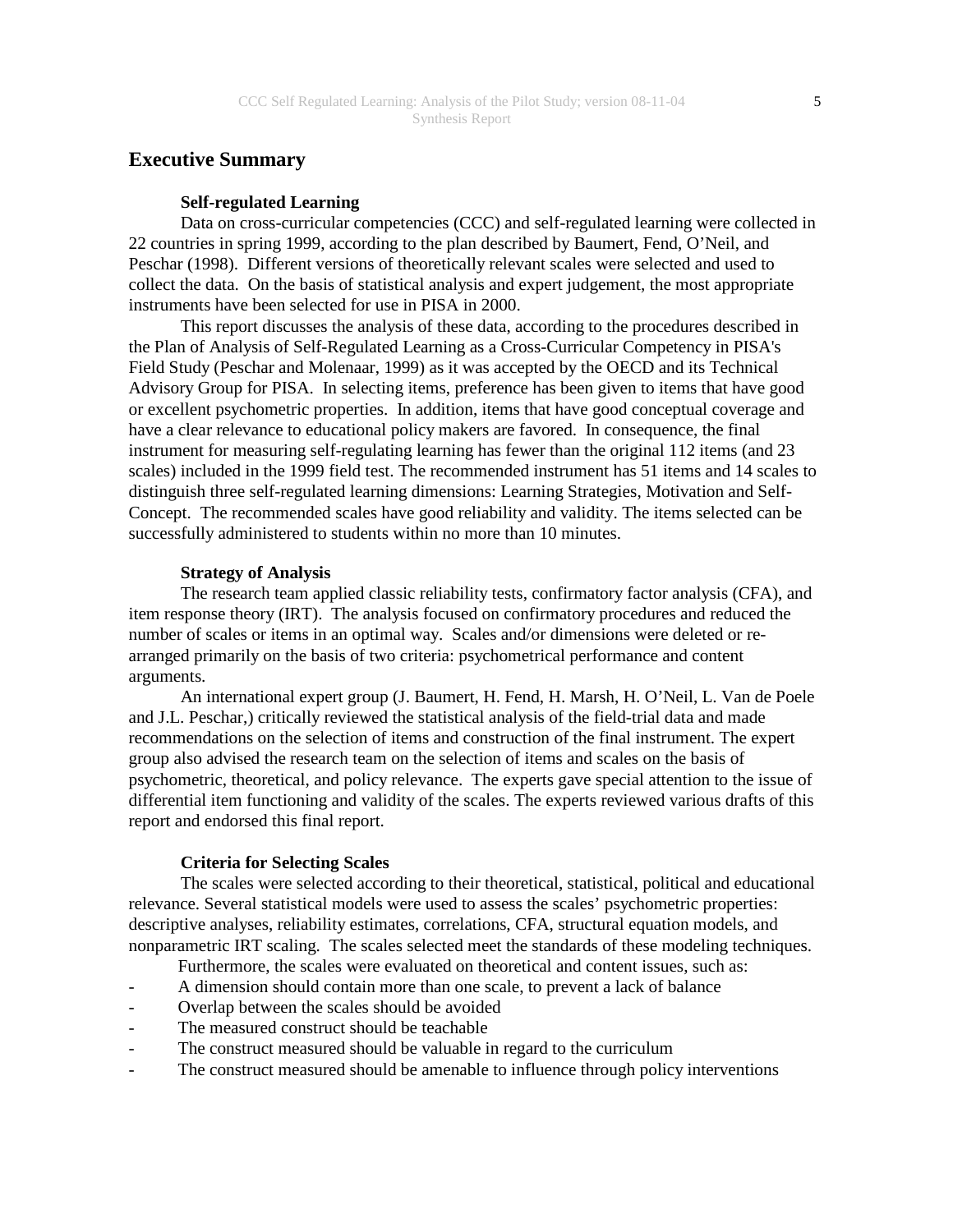## Executive Summary

### Self-regulated Learning

Data on cross-curricular competencies (CCC) and self-regulated learning were collected in 22 countries in spring 1999, according to the plan described by Baumert, Fend, O'Neil, and Peschar (1998). Different versions of theoretically relevant scales were selected and used to collect the data. On the basis of statistical analysis and expert judgement, the most appropriate instruments have been selected for use in PISA in 2000.

This report discusses the analysis of these data, according to the procedures described in the Plan of Analysis of Self-Regulated Learning as a Cross-Curricular Competency in PISA's Field Study (Peschar and Molenaar, 1999) as it was accepted by the OECD and its Technical Advisory Group for PISA. In selecting items, preference has been given to items that have good or excellent psychometric properties. In addition, items that have good conceptual coverage and have a clear relevance to educational policy makers are favored. In consequence, the final instrument for measuring self-regulating learning has fewer than the original 112 items (and 23 scales) included in the 1999 field test. The recommended instrument has 51 items and 14 scales to distinguish three self-regulated learning dimensions: Learning Strategies, Motivation and Self-Concept. The recommended scales have good reliability and validity. The items selected can be successfully administered to students within no more than 10 minutes.

### Strategy of Analysis

The research team applied classic reliability tests, confirmatory factor analysis (CFA), and item response theory (IRT). The analysis focused on confirmatory procedures and reduced the number of scales or items in an optimal way. Scales and/or dimensions were deleted or re-arranged primarily on the basis of two criteria: psychometrical performance and content arguments.

An international expert group (J. Baumert, H. Fend, H. Marsh, H. O'Neil, L. Van de Poele and J.L. Peschar,) critically reviewed the statistical analysis of the field-trial data and made recommendations on the selection of items and construction of the final instrument. The expert group also advised the research team on the selection of items and scales on the basis of psychometric, theoretical, and policy relevance. The experts gave special attention to the issue of differential item functioning and validity of the scales. The experts reviewed various drafts of this report and endorsed this final report.

### Criteria for Selecting Scales

The scales were selected according to their theoretical, statistical, political and educational relevance. Several statistical models were used to assess the scales' psychometric properties: descriptive analyses, reliability estimates, correlations, CFA, structural equation models, and nonparametric IRT scaling. The scales selected meet the standards of these modeling techniques.

Furthermore, the scales were evaluated on theoretical and content issues, such as:

- A dimension should contain more than one scale, to prevent a lack of balance
- Overlap between the scales should be avoided
- The measured construct should be teachable
- The construct measured should be valuable in regard to the curriculum
- The construct measured should be amenable to influence through policy interventions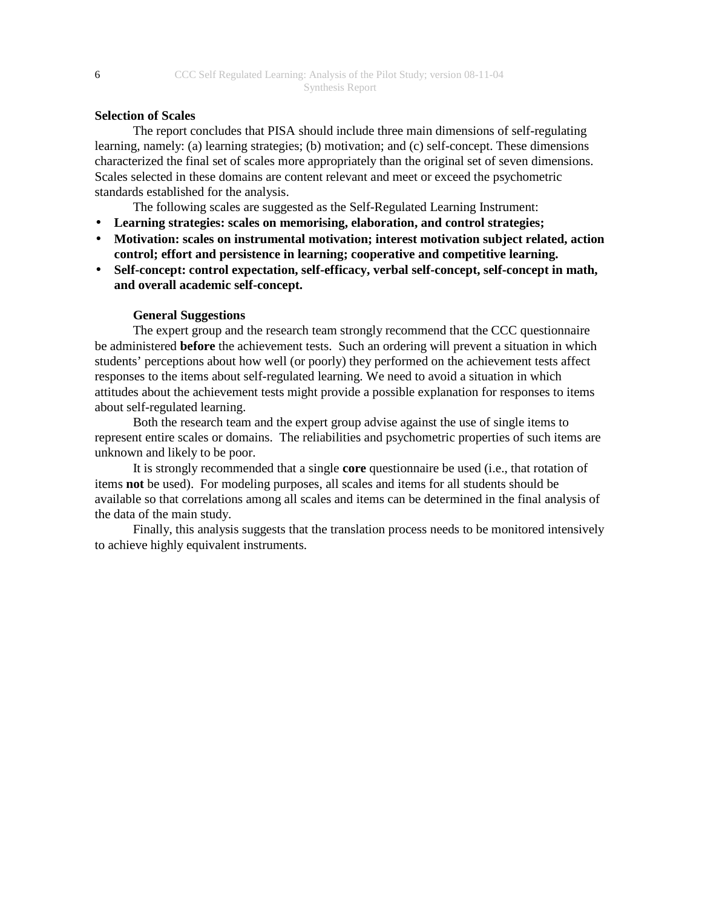**Selection of Scales**

The report concludes that PISA should include three main dimensions of self-regulating learning, namely: (a) learning strategies; (b) motivation; and (c) self-concept. These dimensions characterized the final set of scales more appropriately than the original set of seven dimensions. Scales selected in these domains are content relevant and meet or exceed the psychometric standards established for the analysis.

The following scales are suggested as the Self-Regulated Learning Instrument:

- **Learning strategies: scales on memorising, elaboration, and control strategies;**
- **Motivation: scales on instrumental motivation; interest motivation subject related, action control; effort and persistence in learning; cooperative and competitive learning.**
- **Self-concept: control expectation, self-efficacy, verbal self-concept, self-concept in math, and overall academic self-concept.**

**General Suggestions**

The expert group and the research team strongly recommend that the CCC questionnaire be administered **before** the achievement tests. Such an ordering will prevent a situation in which students' perceptions about how well (or poorly) they performed on the achievement tests affect responses to the items about self-regulated learning. We need to avoid a situation in which attitudes about the achievement tests might provide a possible explanation for responses to items about self-regulated learning.

Both the research team and the expert group advise against the use of single items to represent entire scales or domains. The reliabilities and psychometric properties of such items are unknown and likely to be poor.

It is strongly recommended that a single **core** questionnaire be used (i.e., that rotation of items **not** be used). For modeling purposes, all scales and items for all students should be available so that correlations among all scales and items can be determined in the final analysis of the data of the main study.

Finally, this analysis suggests that the translation process needs to be monitored intensively to achieve highly equivalent instruments.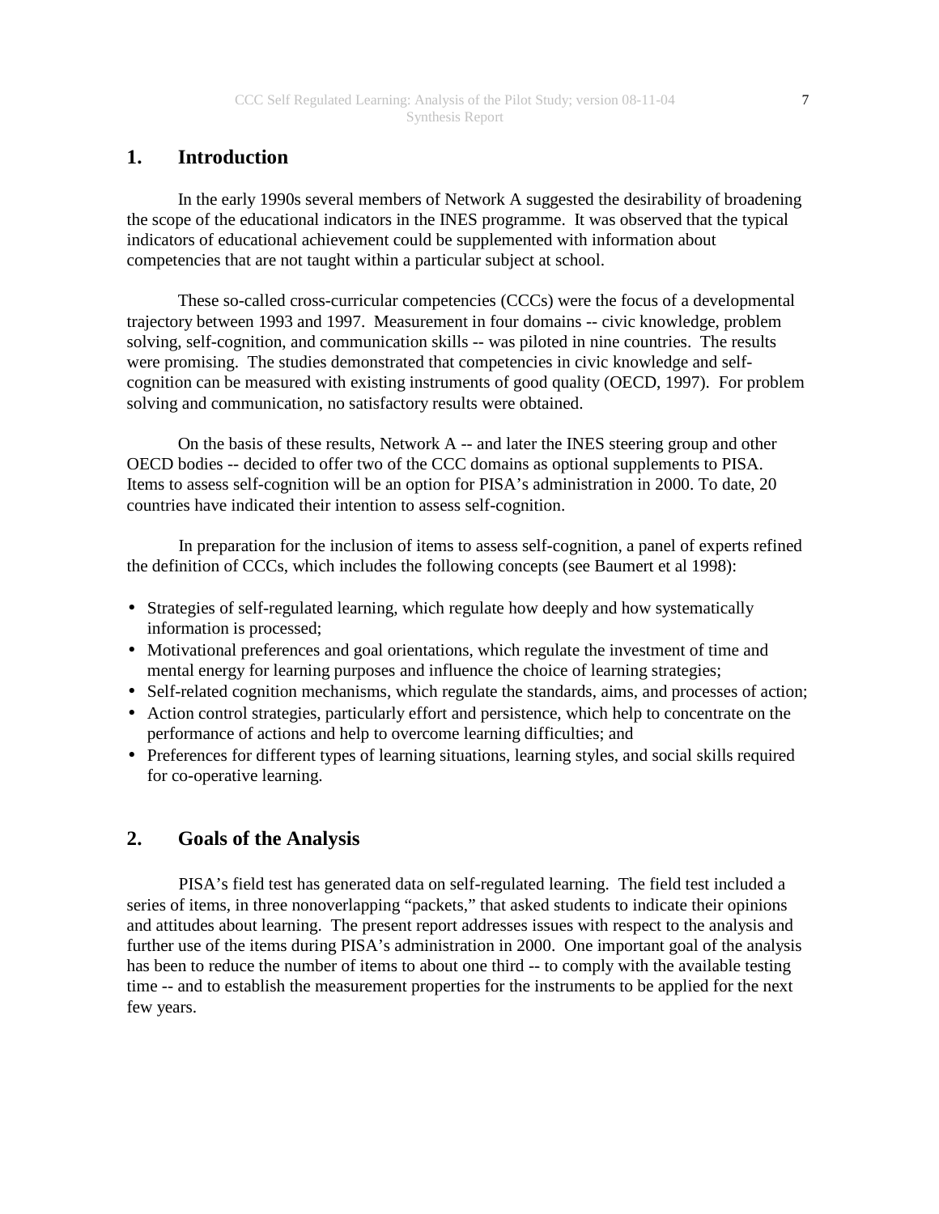# 1. Introduction

In the early 1990s several members of Network A suggested the desirability of broadening the scope of the educational indicators in the INES programme. It was observed that the typical indicators of educational achievement could be supplemented with information about competencies that are not taught within a particular subject at school.

These so-called cross-curricular competencies (CCCs) were the focus of a developmental trajectory between 1993 and 1997. Measurement in four domains -- civic knowledge, problem solving, self-cognition, and communication skills -- was piloted in nine countries. The results were promising. The studies demonstrated that competencies in civic knowledge and self-cognition can be measured with existing instruments of good quality (OECD, 1997). For problem solving and communication, no satisfactory results were obtained.

On the basis of these results, Network A -- and later the INES steering group and other OECD bodies -- decided to offer two of the CCC domains as optional supplements to PISA. Items to assess self-cognition will be an option for PISA's administration in 2000. To date, 20 countries have indicated their intention to assess self-cognition.

In preparation for the inclusion of items to assess self-cognition, a panel of experts refined the definition of CCCs, which includes the following concepts (see Baumert et al 1998):

- Strategies of self-regulated learning, which regulate how deeply and how systematically information is processed;
- Motivational preferences and goal orientations, which regulate the investment of time and mental energy for learning purposes and influence the choice of learning strategies;
- Self-related cognition mechanisms, which regulate the standards, aims, and processes of action;
- Action control strategies, particularly effort and persistence, which help to concentrate on the performance of actions and help to overcome learning difficulties; and
- Preferences for different types of learning situations, learning styles, and social skills required for co-operative learning.

# 2. Goals of the Analysis

PISA's field test has generated data on self-regulated learning. The field test included a series of items, in three nonoverlapping "packets," that asked students to indicate their opinions and attitudes about learning. The present report addresses issues with respect to the analysis and further use of the items during PISA's administration in 2000. One important goal of the analysis has been to reduce the number of items to about one third -- to comply with the available testing time -- and to establish the measurement properties for the instruments to be applied for the next few years.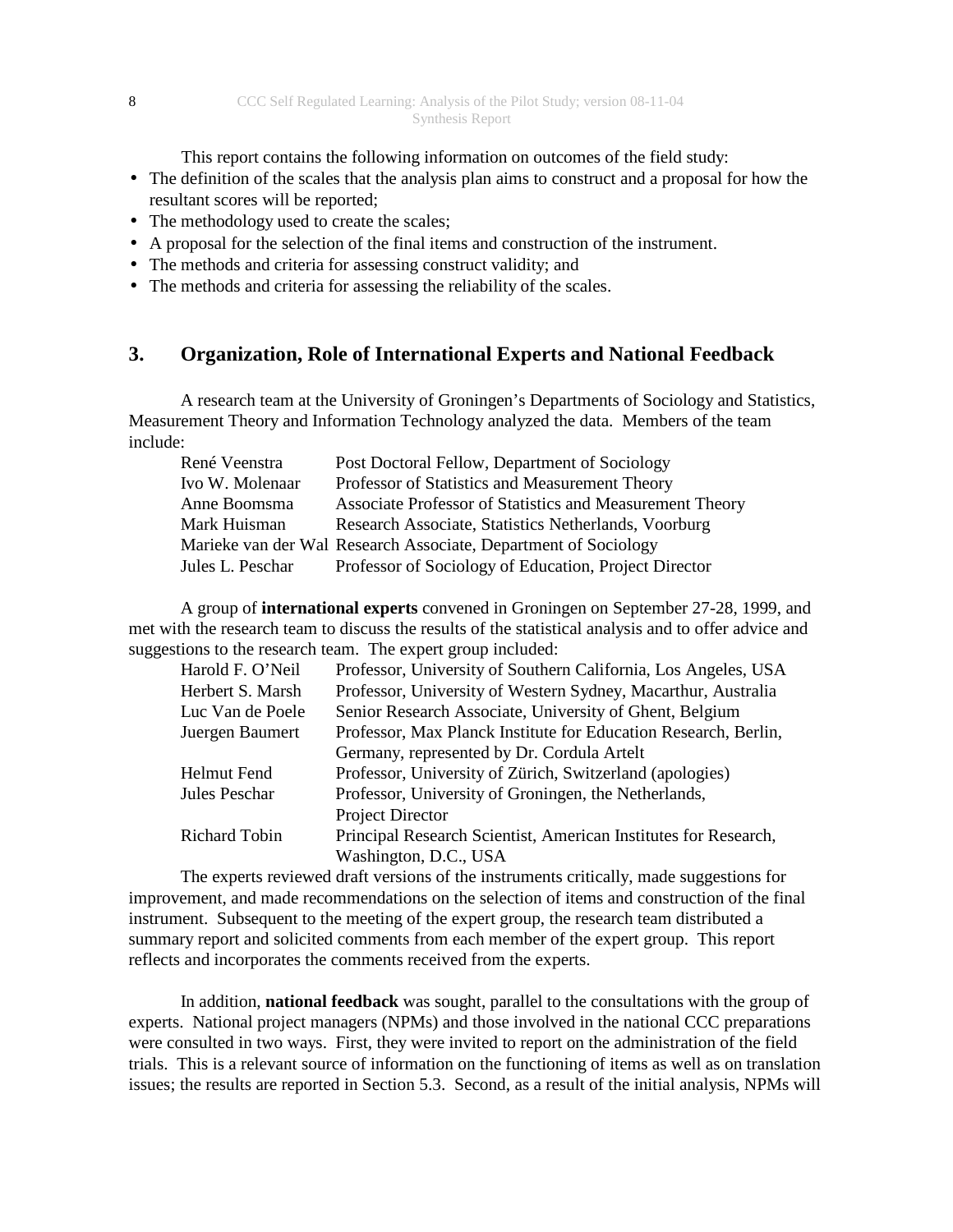This report contains the following information on outcomes of the field study:

- The definition of the scales that the analysis plan aims to construct and a proposal for how the resultant scores will be reported;
- The methodology used to create the scales;
- A proposal for the selection of the final items and construction of the instrument.
- The methods and criteria for assessing construct validity; and
- The methods and criteria for assessing the reliability of the scales.

## 3. Organization, Role of International Experts and National Feedback

A research team at the University of Groningen's Departments of Sociology and Statistics, Measurement Theory and Information Technology analyzed the data. Members of the team include:

| | |
|---|---|
| René Veenstra | Post Doctoral Fellow, Department of Sociology |
| Ivo W. Molenaar | Professor of Statistics and Measurement Theory |
| Anne Boomsma | Associate Professor of Statistics and Measurement Theory |
| Mark Huisman | Research Associate, Statistics Netherlands, Voorburg |
| Marieke van der Wal | Research Associate, Department of Sociology |
| Jules L. Peschar | Professor of Sociology of Education, Project Director |

A group of **international experts** convened in Groningen on September 27-28, 1999, and met with the research team to discuss the results of the statistical analysis and to offer advice and suggestions to the research team. The expert group included:

| | |
|---|---|
| Harold F. O'Neil | Professor, University of Southern California, Los Angeles, USA |
| Herbert S. Marsh | Professor, University of Western Sydney, Macarthur, Australia |
| Luc Van de Poele | Senior Research Associate, University of Ghent, Belgium |
| Juergen Baumert | Professor, Max Planck Institute for Education Research, Berlin, Germany, represented by Dr. Cordula Artelt |
| Helmut Fend | Professor, University of Zürich, Switzerland (apologies) |
| Jules Peschar | Professor, University of Groningen, the Netherlands, Project Director |
| Richard Tobin | Principal Research Scientist, American Institutes for Research, Washington, D.C., USA |

The experts reviewed draft versions of the instruments critically, made suggestions for improvement, and made recommendations on the selection of items and construction of the final instrument. Subsequent to the meeting of the expert group, the research team distributed a summary report and solicited comments from each member of the expert group. This report reflects and incorporates the comments received from the experts.

In addition, **national feedback** was sought, parallel to the consultations with the group of experts. National project managers (NPMs) and those involved in the national CCC preparations were consulted in two ways. First, they were invited to report on the administration of the field trials. This is a relevant source of information on the functioning of items as well as on translation issues; the results are reported in Section 5.3. Second, as a result of the initial analysis, NPMs will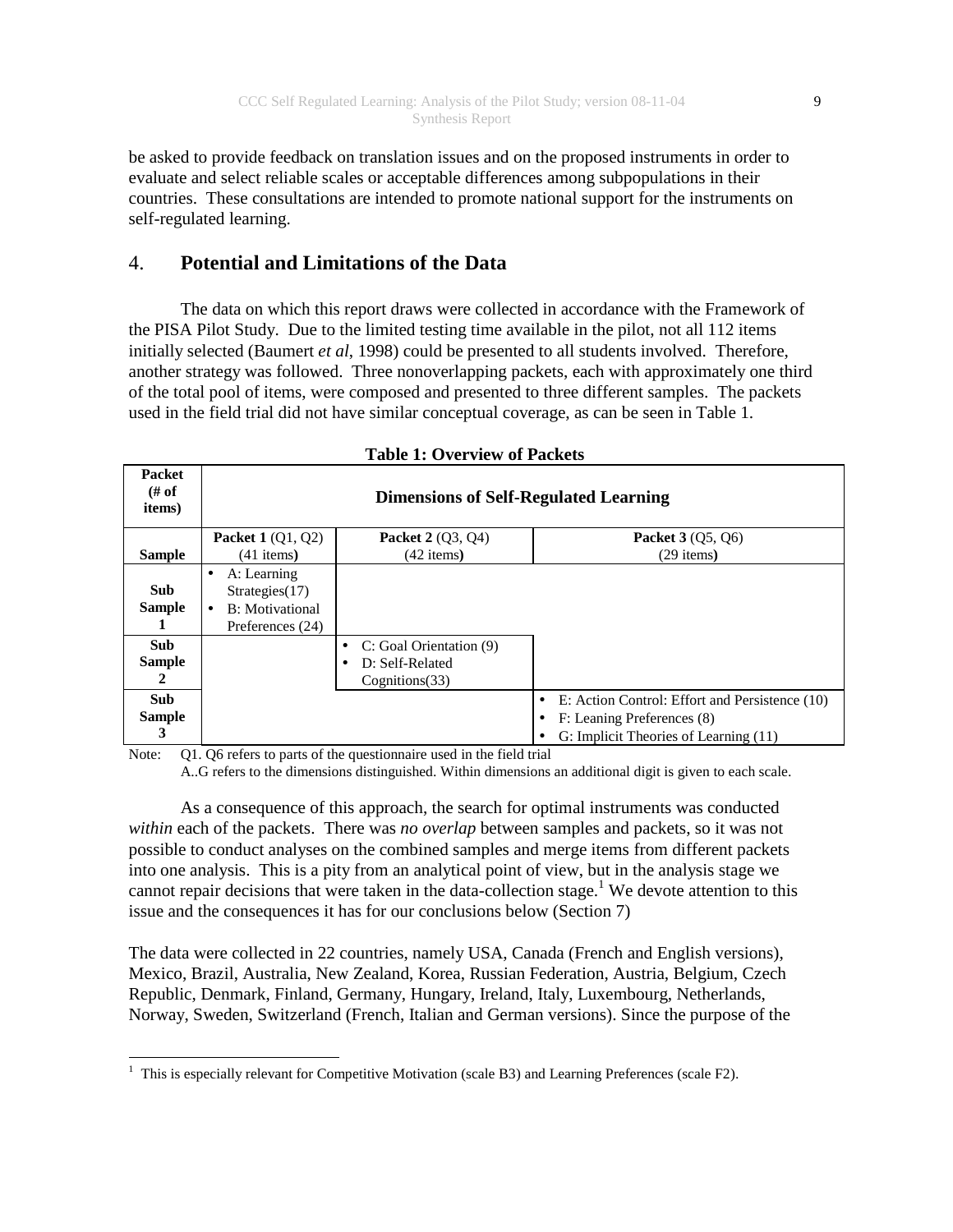be asked to provide feedback on translation issues and on the proposed instruments in order to evaluate and select reliable scales or acceptable differences among subpopulations in their countries. These consultations are intended to promote national support for the instruments on self-regulated learning.

## 4. Potential and Limitations of the Data

The data on which this report draws were collected in accordance with the Framework of the PISA Pilot Study. Due to the limited testing time available in the pilot, not all 112 items initially selected (Baumert *et al*, 1998) could be presented to all students involved. Therefore, another strategy was followed. Three nonoverlapping packets, each with approximately one third of the total pool of items, were composed and presented to three different samples. The packets used in the field trial did not have similar conceptual coverage, as can be seen in Table 1.

**Table 1: Overview of Packets**

| Packet (# of items) | **Dimensions of Self-Regulated Learning** | | |
|---|---|---|---|
| **Sample** | **Packet 1** (Q1, Q2) (41 items) | **Packet 2** (Q3, Q4) (42 items) | **Packet 3** (Q5, Q6) (29 items) |
| **Sub Sample 1** | • A: Learning Strategies(17)<br>• B: Motivational Preferences (24) | | |
| **Sub Sample 2** | | • C: Goal Orientation (9)<br>• D: Self-Related Cognitions(33) | |
| **Sub Sample 3** | | | • E: Action Control: Effort and Persistence (10)<br>• F: Leaning Preferences (8)<br>• G: Implicit Theories of Learning (11) |

Note: Q1. Q6 refers to parts of the questionnaire used in the field trial
A..G refers to the dimensions distinguished. Within dimensions an additional digit is given to each scale.

As a consequence of this approach, the search for optimal instruments was conducted *within* each of the packets. There was *no overlap* between samples and packets, so it was not possible to conduct analyses on the combined samples and merge items from different packets into one analysis. This is a pity from an analytical point of view, but in the analysis stage we cannot repair decisions that were taken in the data-collection stage.[1] We devote attention to this issue and the consequences it has for our conclusions below (Section 7)

The data were collected in 22 countries, namely USA, Canada (French and English versions), Mexico, Brazil, Australia, New Zealand, Korea, Russian Federation, Austria, Belgium, Czech Republic, Denmark, Finland, Germany, Hungary, Ireland, Italy, Luxembourg, Netherlands, Norway, Sweden, Switzerland (French, Italian and German versions). Since the purpose of the

[1] This is especially relevant for Competitive Motivation (scale B3) and Learning Preferences (scale F2).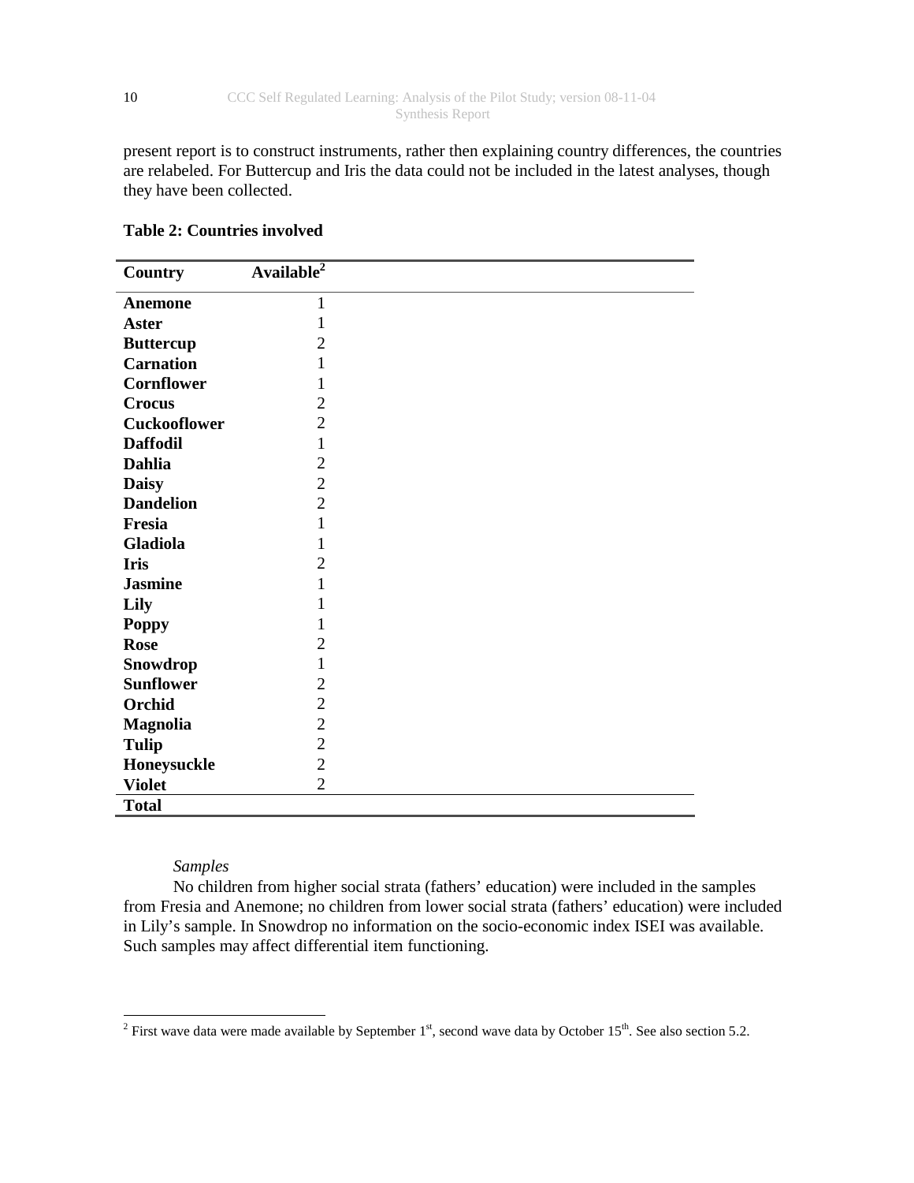present report is to construct instruments, rather then explaining country differences, the countries are relabeled. For Buttercup and Iris the data could not be included in the latest analyses, though they have been collected.

**Table 2: Countries involved**

| Country | Available[2] |
|---|---|
| **Anemone** | 1 |
| **Aster** | 1 |
| **Buttercup** | 2 |
| **Carnation** | 1 |
| **Cornflower** | 1 |
| **Crocus** | 2 |
| **Cuckooflower** | 2 |
| **Daffodil** | 1 |
| **Dahlia** | 2 |
| **Daisy** | 2 |
| **Dandelion** | 2 |
| **Fresia** | 1 |
| **Gladiola** | 1 |
| **Iris** | 2 |
| **Jasmine** | 1 |
| **Lily** | 1 |
| **Poppy** | 1 |
| **Rose** | 2 |
| **Snowdrop** | 1 |
| **Sunflower** | 2 |
| **Orchid** | 2 |
| **Magnolia** | 2 |
| **Tulip** | 2 |
| **Honeysuckle** | 2 |
| **Violet** | 2 |
| **Total** | |

*Samples*

No children from higher social strata (fathers' education) were included in the samples from Fresia and Anemone; no children from lower social strata (fathers' education) were included in Lily's sample. In Snowdrop no information on the socio-economic index ISEI was available. Such samples may affect differential item functioning.

[2] First wave data were made available by September 1st, second wave data by October 15th. See also section 5.2.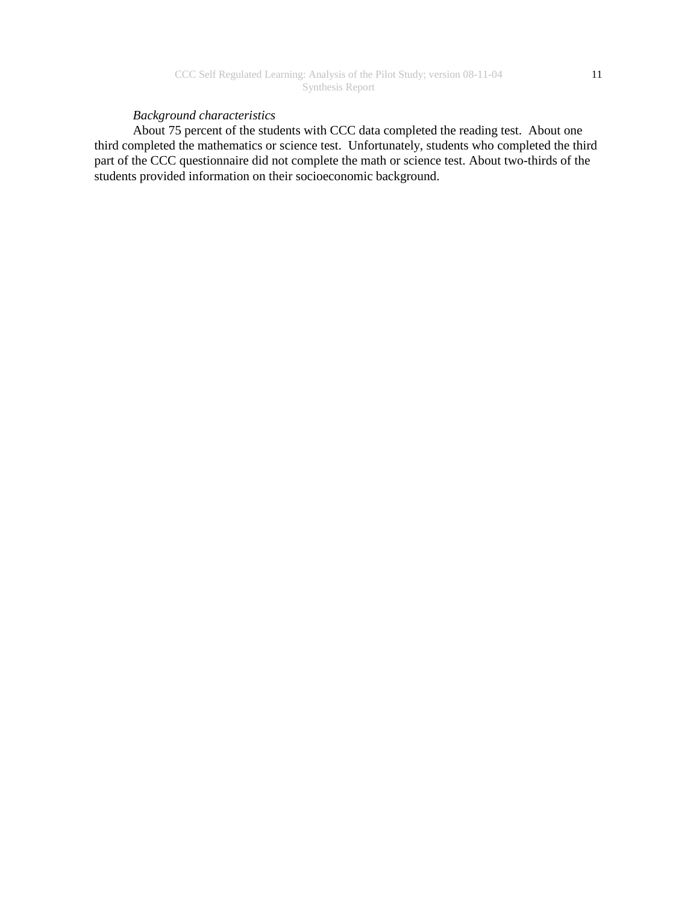*Background characteristics*

About 75 percent of the students with CCC data completed the reading test. About one third completed the mathematics or science test. Unfortunately, students who completed the third part of the CCC questionnaire did not complete the math or science test. About two-thirds of the students provided information on their socioeconomic background.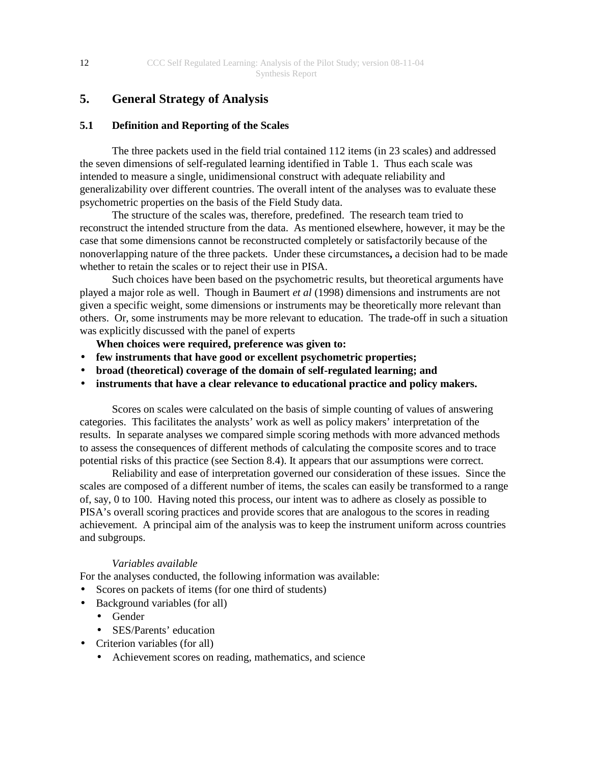## 5. General Strategy of Analysis

### 5.1 Definition and Reporting of the Scales

The three packets used in the field trial contained 112 items (in 23 scales) and addressed the seven dimensions of self-regulated learning identified in Table 1. Thus each scale was intended to measure a single, unidimensional construct with adequate reliability and generalizability over different countries. The overall intent of the analyses was to evaluate these psychometric properties on the basis of the Field Study data.

The structure of the scales was, therefore, predefined. The research team tried to reconstruct the intended structure from the data. As mentioned elsewhere, however, it may be the case that some dimensions cannot be reconstructed completely or satisfactorily because of the nonoverlapping nature of the three packets. Under these circumstances**,** a decision had to be made whether to retain the scales or to reject their use in PISA.

Such choices have been based on the psychometric results, but theoretical arguments have played a major role as well. Though in Baumert *et al* (1998) dimensions and instruments are not given a specific weight, some dimensions or instruments may be theoretically more relevant than others. Or, some instruments may be more relevant to education. The trade-off in such a situation was explicitly discussed with the panel of experts

**When choices were required, preference was given to:**

- **few instruments that have good or excellent psychometric properties;**
- **broad (theoretical) coverage of the domain of self-regulated learning; and**
- **instruments that have a clear relevance to educational practice and policy makers.**

Scores on scales were calculated on the basis of simple counting of values of answering categories. This facilitates the analysts' work as well as policy makers' interpretation of the results. In separate analyses we compared simple scoring methods with more advanced methods to assess the consequences of different methods of calculating the composite scores and to trace potential risks of this practice (see Section 8.4). It appears that our assumptions were correct.

Reliability and ease of interpretation governed our consideration of these issues. Since the scales are composed of a different number of items, the scales can easily be transformed to a range of, say, 0 to 100. Having noted this process, our intent was to adhere as closely as possible to PISA's overall scoring practices and provide scores that are analogous to the scores in reading achievement. A principal aim of the analysis was to keep the instrument uniform across countries and subgroups.

*Variables available*

For the analyses conducted, the following information was available:

- Scores on packets of items (for one third of students)
- Background variables (for all)
    - Gender
    - SES/Parents' education
- Criterion variables (for all)
    - Achievement scores on reading, mathematics, and science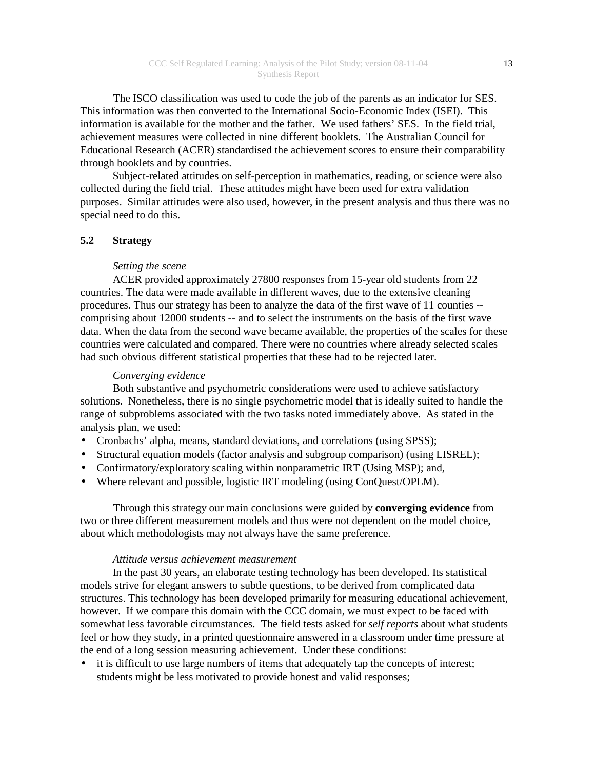The ISCO classification was used to code the job of the parents as an indicator for SES. This information was then converted to the International Socio-Economic Index (ISEI). This information is available for the mother and the father. We used fathers' SES. In the field trial, achievement measures were collected in nine different booklets. The Australian Council for Educational Research (ACER) standardised the achievement scores to ensure their comparability through booklets and by countries.

Subject-related attitudes on self-perception in mathematics, reading, or science were also collected during the field trial. These attitudes might have been used for extra validation purposes. Similar attitudes were also used, however, in the present analysis and thus there was no special need to do this.

## 5.2 Strategy

*Setting the scene*

ACER provided approximately 27800 responses from 15-year old students from 22 countries. The data were made available in different waves, due to the extensive cleaning procedures. Thus our strategy has been to analyze the data of the first wave of 11 counties -- comprising about 12000 students -- and to select the instruments on the basis of the first wave data. When the data from the second wave became available, the properties of the scales for these countries were calculated and compared. There were no countries where already selected scales had such obvious different statistical properties that these had to be rejected later.

*Converging evidence*

Both substantive and psychometric considerations were used to achieve satisfactory solutions. Nonetheless, there is no single psychometric model that is ideally suited to handle the range of subproblems associated with the two tasks noted immediately above. As stated in the analysis plan, we used:

- Cronbachs' alpha, means, standard deviations, and correlations (using SPSS);
- Structural equation models (factor analysis and subgroup comparison) (using LISREL);
- Confirmatory/exploratory scaling within nonparametric IRT (Using MSP); and,
- Where relevant and possible, logistic IRT modeling (using ConQuest/OPLM).

Through this strategy our main conclusions were guided by **converging evidence** from two or three different measurement models and thus were not dependent on the model choice, about which methodologists may not always have the same preference.

*Attitude versus achievement measurement*

In the past 30 years, an elaborate testing technology has been developed. Its statistical models strive for elegant answers to subtle questions, to be derived from complicated data structures. This technology has been developed primarily for measuring educational achievement, however. If we compare this domain with the CCC domain, we must expect to be faced with somewhat less favorable circumstances. The field tests asked for *self reports* about what students feel or how they study, in a printed questionnaire answered in a classroom under time pressure at the end of a long session measuring achievement. Under these conditions:

- it is difficult to use large numbers of items that adequately tap the concepts of interest; students might be less motivated to provide honest and valid responses;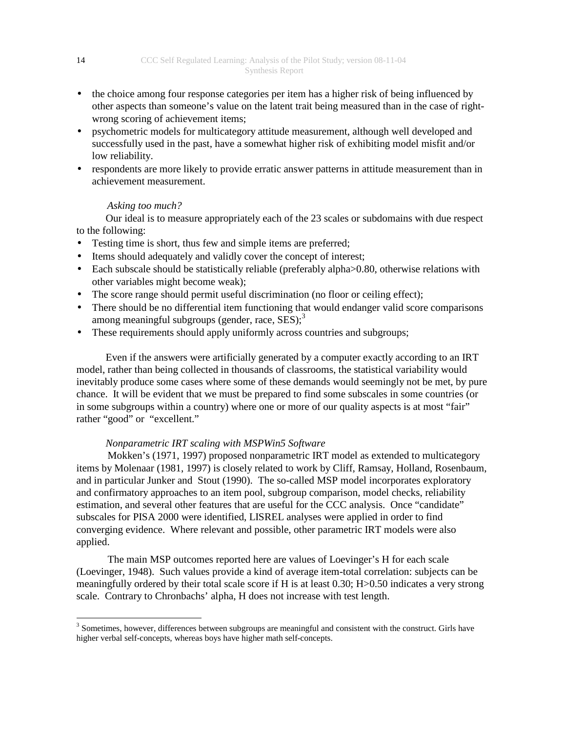- the choice among four response categories per item has a higher risk of being influenced by other aspects than someone's value on the latent trait being measured than in the case of right-wrong scoring of achievement items;
- psychometric models for multicategory attitude measurement, although well developed and successfully used in the past, have a somewhat higher risk of exhibiting model misfit and/or low reliability.
- respondents are more likely to provide erratic answer patterns in attitude measurement than in achievement measurement.

*Asking too much?*

Our ideal is to measure appropriately each of the 23 scales or subdomains with due respect to the following:

- Testing time is short, thus few and simple items are preferred;
- Items should adequately and validly cover the concept of interest;
- Each subscale should be statistically reliable (preferably alpha>0.80, otherwise relations with other variables might become weak);
- The score range should permit useful discrimination (no floor or ceiling effect);
- There should be no differential item functioning that would endanger valid score comparisons among meaningful subgroups (gender, race, SES);[3]
- These requirements should apply uniformly across countries and subgroups;

Even if the answers were artificially generated by a computer exactly according to an IRT model, rather than being collected in thousands of classrooms, the statistical variability would inevitably produce some cases where some of these demands would seemingly not be met, by pure chance. It will be evident that we must be prepared to find some subscales in some countries (or in some subgroups within a country) where one or more of our quality aspects is at most "fair" rather "good" or "excellent."

*Nonparametric IRT scaling with MSPWin5 Software*

Mokken's (1971, 1997) proposed nonparametric IRT model as extended to multicategory items by Molenaar (1981, 1997) is closely related to work by Cliff, Ramsay, Holland, Rosenbaum, and in particular Junker and Stout (1990). The so-called MSP model incorporates exploratory and confirmatory approaches to an item pool, subgroup comparison, model checks, reliability estimation, and several other features that are useful for the CCC analysis. Once "candidate" subscales for PISA 2000 were identified, LISREL analyses were applied in order to find converging evidence. Where relevant and possible, other parametric IRT models were also applied.

The main MSP outcomes reported here are values of Loevinger's H for each scale (Loevinger, 1948). Such values provide a kind of average item-total correlation: subjects can be meaningfully ordered by their total scale score if H is at least 0.30; H>0.50 indicates a very strong scale. Contrary to Chronbachs' alpha, H does not increase with test length.

---

[3] Sometimes, however, differences between subgroups are meaningful and consistent with the construct. Girls have higher verbal self-concepts, whereas boys have higher math self-concepts.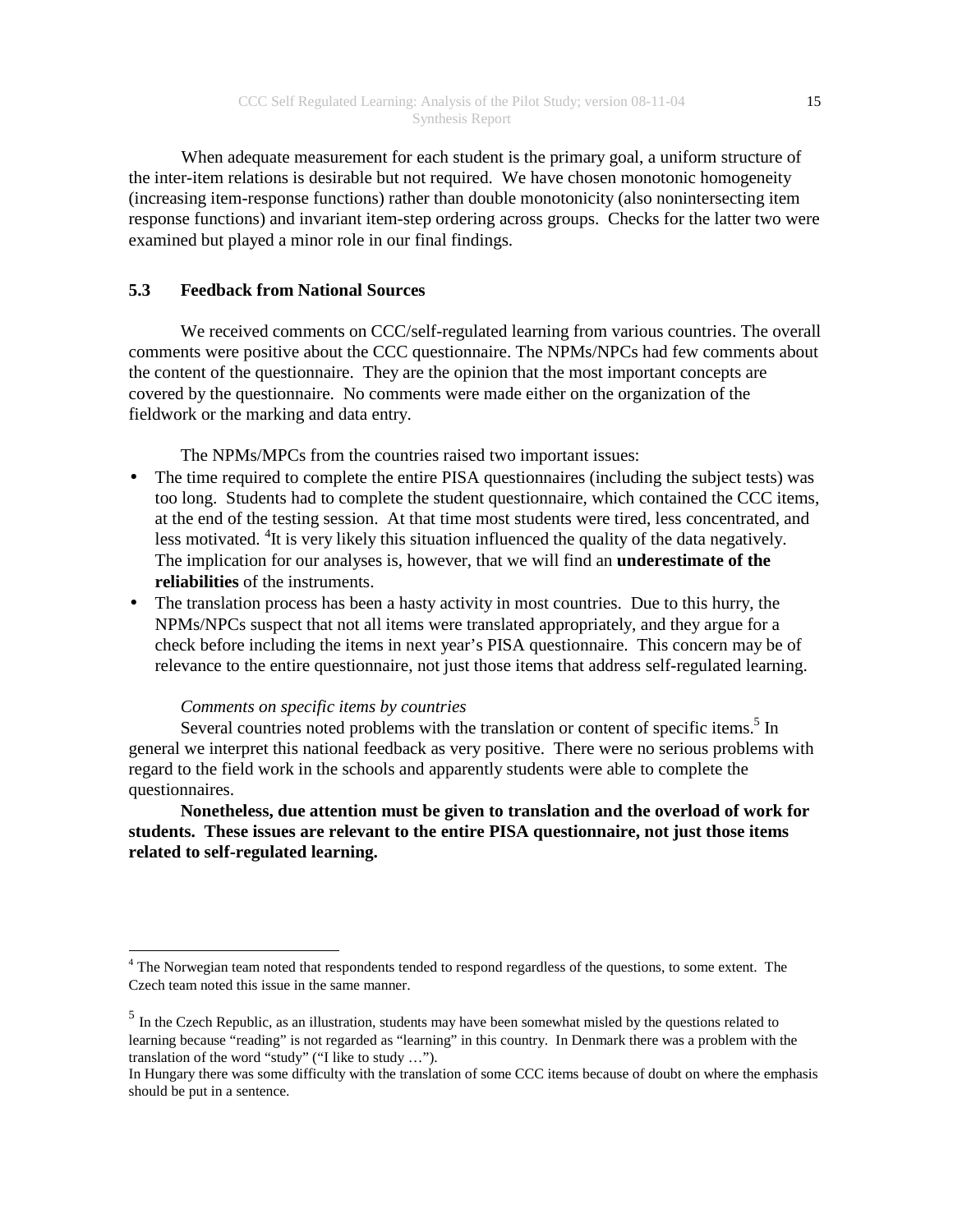When adequate measurement for each student is the primary goal, a uniform structure of the inter-item relations is desirable but not required. We have chosen monotonic homogeneity (increasing item-response functions) rather than double monotonicity (also nonintersecting item response functions) and invariant item-step ordering across groups. Checks for the latter two were examined but played a minor role in our final findings.

### 5.3 Feedback from National Sources

We received comments on CCC/self-regulated learning from various countries. The overall comments were positive about the CCC questionnaire. The NPMs/NPCs had few comments about the content of the questionnaire. They are the opinion that the most important concepts are covered by the questionnaire. No comments were made either on the organization of the fieldwork or the marking and data entry.

The NPMs/MPCs from the countries raised two important issues:

- The time required to complete the entire PISA questionnaires (including the subject tests) was too long. Students had to complete the student questionnaire, which contained the CCC items, at the end of the testing session. At that time most students were tired, less concentrated, and less motivated. [4]It is very likely this situation influenced the quality of the data negatively. The implication for our analyses is, however, that we will find an **underestimate of the reliabilities** of the instruments.
- The translation process has been a hasty activity in most countries. Due to this hurry, the NPMs/NPCs suspect that not all items were translated appropriately, and they argue for a check before including the items in next year's PISA questionnaire. This concern may be of relevance to the entire questionnaire, not just those items that address self-regulated learning.

*Comments on specific items by countries*

Several countries noted problems with the translation or content of specific items.[5] In general we interpret this national feedback as very positive. There were no serious problems with regard to the field work in the schools and apparently students were able to complete the questionnaires.

**Nonetheless, due attention must be given to translation and the overload of work for students. These issues are relevant to the entire PISA questionnaire, not just those items related to self-regulated learning.**

---

[4] The Norwegian team noted that respondents tended to respond regardless of the questions, to some extent. The Czech team noted this issue in the same manner.

[5] In the Czech Republic, as an illustration, students may have been somewhat misled by the questions related to learning because "reading" is not regarded as "learning" in this country. In Denmark there was a problem with the translation of the word "study" ("I like to study …").
In Hungary there was some difficulty with the translation of some CCC items because of doubt on where the emphasis should be put in a sentence.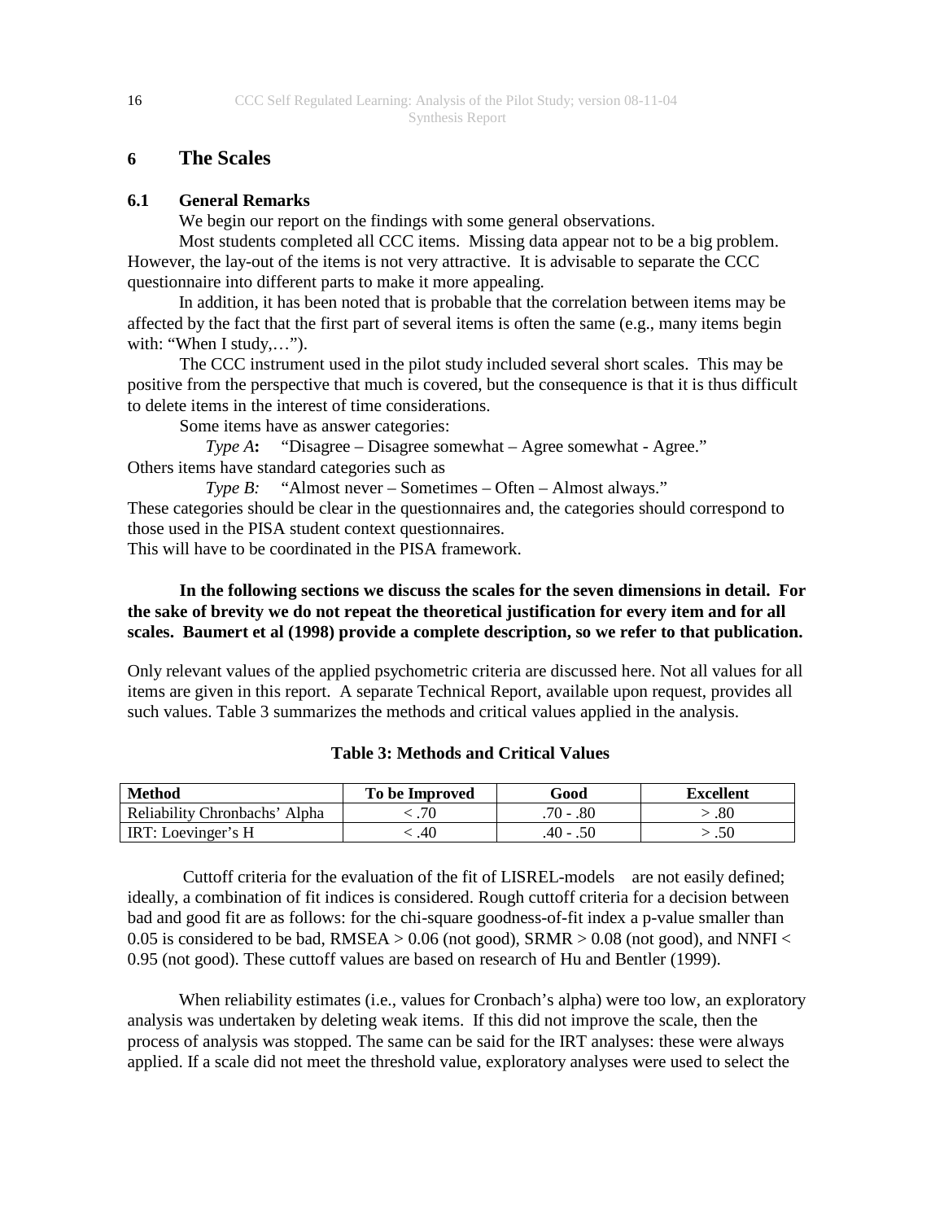# 6 The Scales

## 6.1 General Remarks

We begin our report on the findings with some general observations.

Most students completed all CCC items. Missing data appear not to be a big problem. However, the lay-out of the items is not very attractive. It is advisable to separate the CCC questionnaire into different parts to make it more appealing.

In addition, it has been noted that is probable that the correlation between items may be affected by the fact that the first part of several items is often the same (e.g., many items begin with: "When I study,…").

The CCC instrument used in the pilot study included several short scales. This may be positive from the perspective that much is covered, but the consequence is that it is thus difficult to delete items in the interest of time considerations.

Some items have as answer categories:

*Type A*: "Disagree – Disagree somewhat – Agree somewhat - Agree."

Others items have standard categories such as

*Type B:* "Almost never – Sometimes – Often – Almost always."

These categories should be clear in the questionnaires and, the categories should correspond to those used in the PISA student context questionnaires.

This will have to be coordinated in the PISA framework.

**In the following sections we discuss the scales for the seven dimensions in detail. For the sake of brevity we do not repeat the theoretical justification for every item and for all scales. Baumert et al (1998) provide a complete description, so we refer to that publication.**

Only relevant values of the applied psychometric criteria are discussed here. Not all values for all items are given in this report. A separate Technical Report, available upon request, provides all such values. Table 3 summarizes the methods and critical values applied in the analysis.

**Table 3: Methods and Critical Values**

| Method | To be Improved | Good | Excellent |
|---|---|---|---|
| Reliability Chronbachs' Alpha | < .70 | .70 - .80 | > .80 |
| IRT: Loevinger's H | < .40 | .40 - .50 | > .50 |

Cuttoff criteria for the evaluation of the fit of LISREL-models are not easily defined; ideally, a combination of fit indices is considered. Rough cuttoff criteria for a decision between bad and good fit are as follows: for the chi-square goodness-of-fit index a p-value smaller than 0.05 is considered to be bad, RMSEA > 0.06 (not good), SRMR > 0.08 (not good), and NNFI < 0.95 (not good). These cuttoff values are based on research of Hu and Bentler (1999).

When reliability estimates (i.e., values for Cronbach's alpha) were too low, an exploratory analysis was undertaken by deleting weak items. If this did not improve the scale, then the process of analysis was stopped. The same can be said for the IRT analyses: these were always applied. If a scale did not meet the threshold value, exploratory analyses were used to select the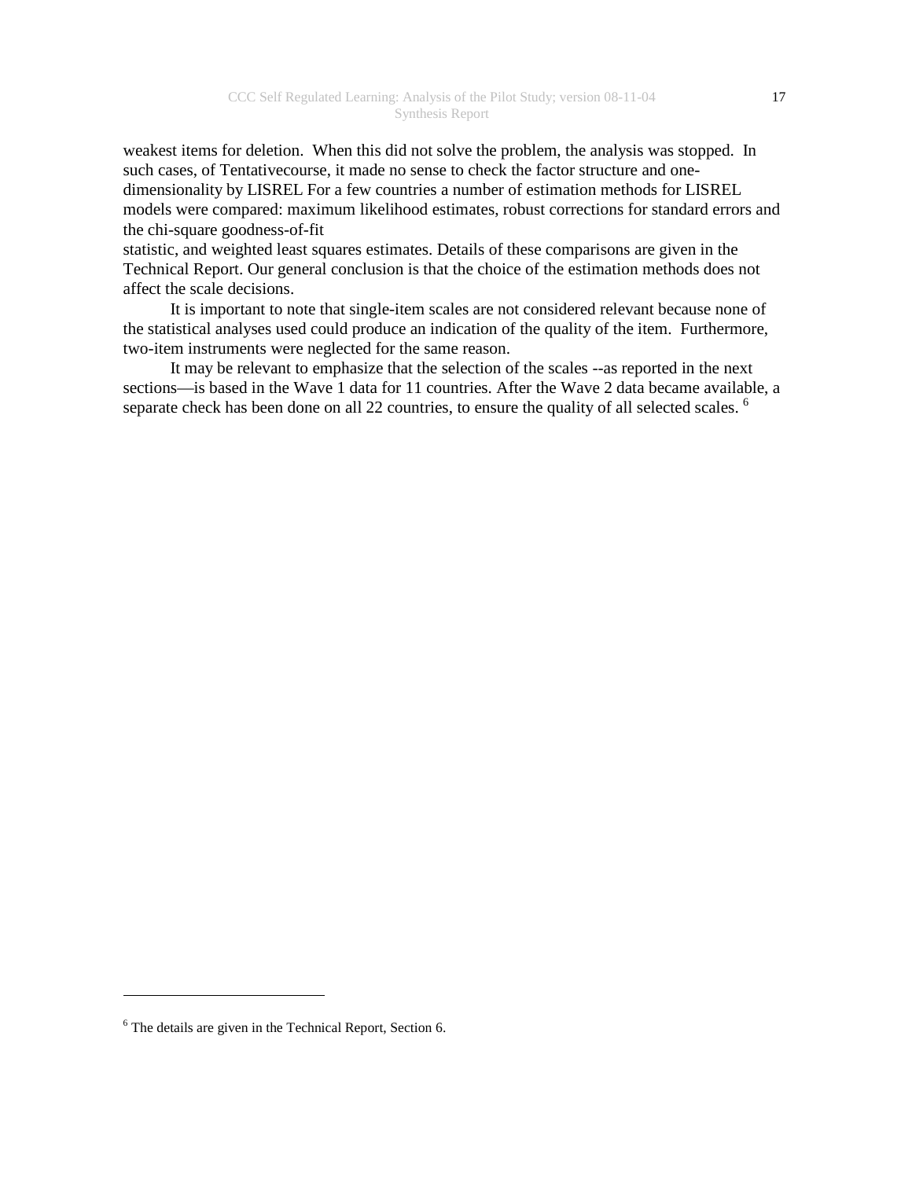weakest items for deletion. When this did not solve the problem, the analysis was stopped. In such cases, of Tentativecourse, it made no sense to check the factor structure and one-dimensionality by LISREL For a few countries a number of estimation methods for LISREL models were compared: maximum likelihood estimates, robust corrections for standard errors and the chi-square goodness-of-fit statistic, and weighted least squares estimates. Details of these comparisons are given in the Technical Report. Our general conclusion is that the choice of the estimation methods does not affect the scale decisions.

It is important to note that single-item scales are not considered relevant because none of the statistical analyses used could produce an indication of the quality of the item. Furthermore, two-item instruments were neglected for the same reason.

It may be relevant to emphasize that the selection of the scales --as reported in the next sections—is based in the Wave 1 data for 11 countries. After the Wave 2 data became available, a separate check has been done on all 22 countries, to ensure the quality of all selected scales. [6]

---

[6] The details are given in the Technical Report, Section 6.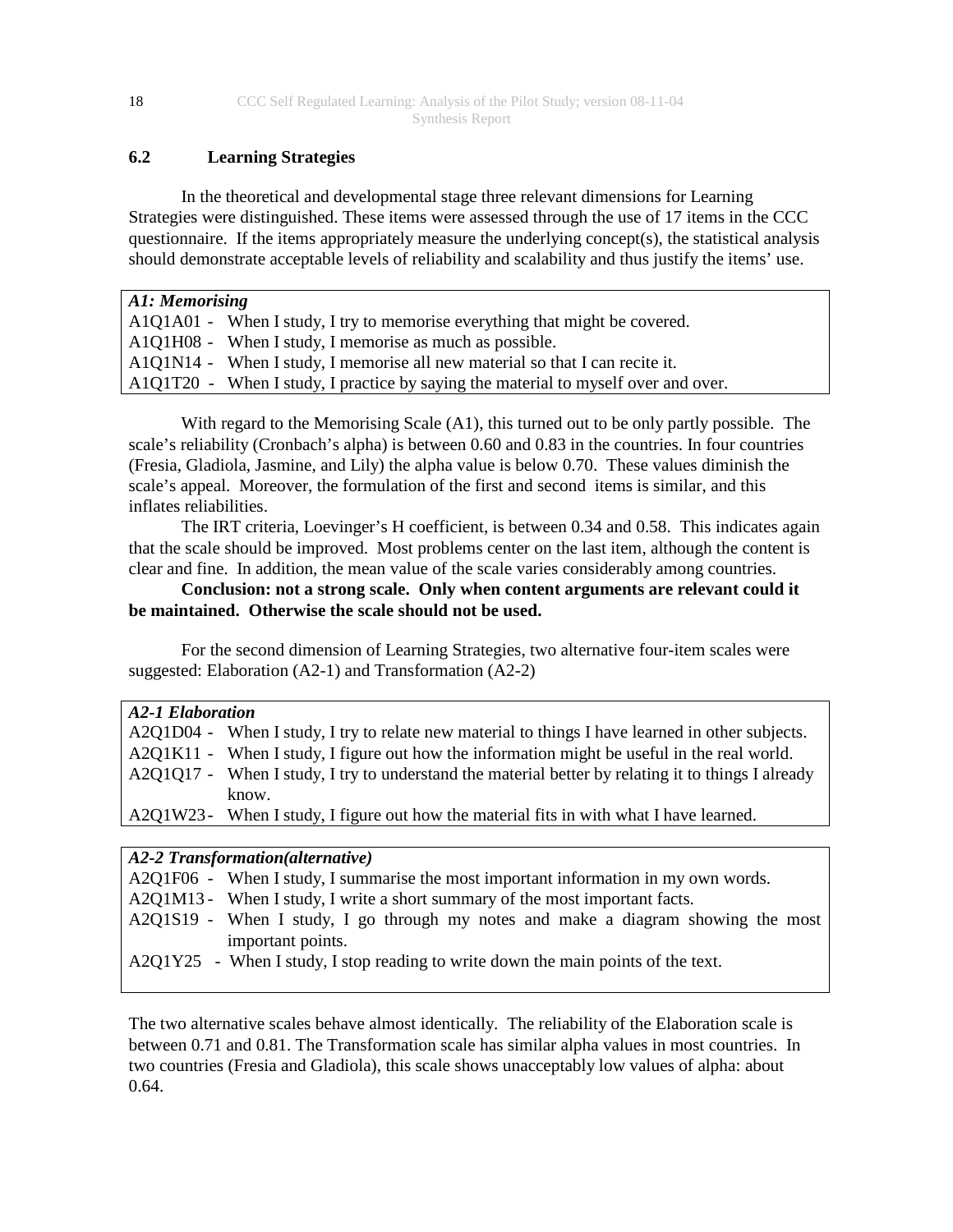## 6.2 Learning Strategies

In the theoretical and developmental stage three relevant dimensions for Learning Strategies were distinguished. These items were assessed through the use of 17 items in the CCC questionnaire. If the items appropriately measure the underlying concept(s), the statistical analysis should demonstrate acceptable levels of reliability and scalability and thus justify the items' use.

| *A1: Memorising* | |
|---|---|
| A1Q1A01 - | When I study, I try to memorise everything that might be covered. |
| A1Q1H08 - | When I study, I memorise as much as possible. |
| A1Q1N14 - | When I study, I memorise all new material so that I can recite it. |
| A1Q1T20 - | When I study, I practice by saying the material to myself over and over. |

With regard to the Memorising Scale (A1), this turned out to be only partly possible. The scale's reliability (Cronbach's alpha) is between 0.60 and 0.83 in the countries. In four countries (Fresia, Gladiola, Jasmine, and Lily) the alpha value is below 0.70. These values diminish the scale's appeal. Moreover, the formulation of the first and second items is similar, and this inflates reliabilities.

The IRT criteria, Loevinger's H coefficient, is between 0.34 and 0.58. This indicates again that the scale should be improved. Most problems center on the last item, although the content is clear and fine. In addition, the mean value of the scale varies considerably among countries.

**Conclusion: not a strong scale. Only when content arguments are relevant could it be maintained. Otherwise the scale should not be used.**

For the second dimension of Learning Strategies, two alternative four-item scales were suggested: Elaboration (A2-1) and Transformation (A2-2)

| *A2-1 Elaboration* | |
|---|---|
| A2Q1D04 - | When I study, I try to relate new material to things I have learned in other subjects. |
| A2Q1K11 - | When I study, I figure out how the information might be useful in the real world. |
| A2Q1Q17 - | When I study, I try to understand the material better by relating it to things I already know. |
| A2Q1W23 - | When I study, I figure out how the material fits in with what I have learned. |

| *A2-2 Transformation(alternative)* | |
|---|---|
| A2Q1F06 - | When I study, I summarise the most important information in my own words. |
| A2Q1M13 - | When I study, I write a short summary of the most important facts. |
| A2Q1S19 - | When I study, I go through my notes and make a diagram showing the most important points. |
| A2Q1Y25 - | When I study, I stop reading to write down the main points of the text. |

The two alternative scales behave almost identically. The reliability of the Elaboration scale is between 0.71 and 0.81. The Transformation scale has similar alpha values in most countries. In two countries (Fresia and Gladiola), this scale shows unacceptably low values of alpha: about 0.64.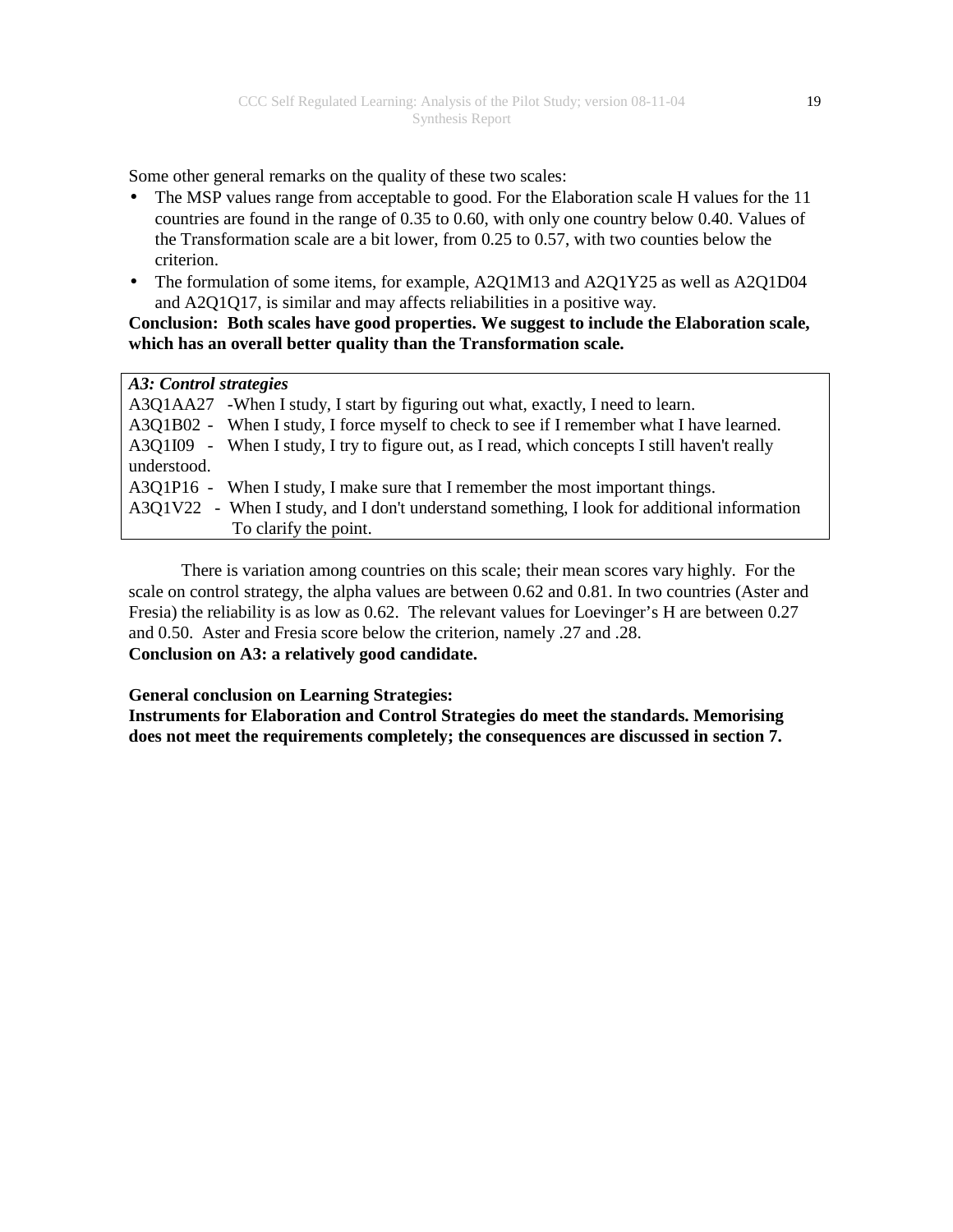Some other general remarks on the quality of these two scales:

- The MSP values range from acceptable to good. For the Elaboration scale H values for the 11 countries are found in the range of 0.35 to 0.60, with only one country below 0.40. Values of the Transformation scale are a bit lower, from 0.25 to 0.57, with two counties below the criterion.
- The formulation of some items, for example, A2Q1M13 and A2Q1Y25 as well as A2Q1D04 and A2Q1Q17, is similar and may affects reliabilities in a positive way.

**Conclusion: Both scales have good properties. We suggest to include the Elaboration scale, which has an overall better quality than the Transformation scale.**

***A3: Control strategies***

A3Q1AA27 -When I study, I start by figuring out what, exactly, I need to learn.
A3Q1B02 - When I study, I force myself to check to see if I remember what I have learned.
A3Q1I09 - When I study, I try to figure out, as I read, which concepts I still haven't really understood.
A3Q1P16 - When I study, I make sure that I remember the most important things.
A3Q1V22 - When I study, and I don't understand something, I look for additional information To clarify the point.

There is variation among countries on this scale; their mean scores vary highly. For the scale on control strategy, the alpha values are between 0.62 and 0.81. In two countries (Aster and Fresia) the reliability is as low as 0.62. The relevant values for Loevinger's H are between 0.27 and 0.50. Aster and Fresia score below the criterion, namely .27 and .28.
**Conclusion on A3: a relatively good candidate.**

**General conclusion on Learning Strategies:**
**Instruments for Elaboration and Control Strategies do meet the standards. Memorising does not meet the requirements completely; the consequences are discussed in section 7.**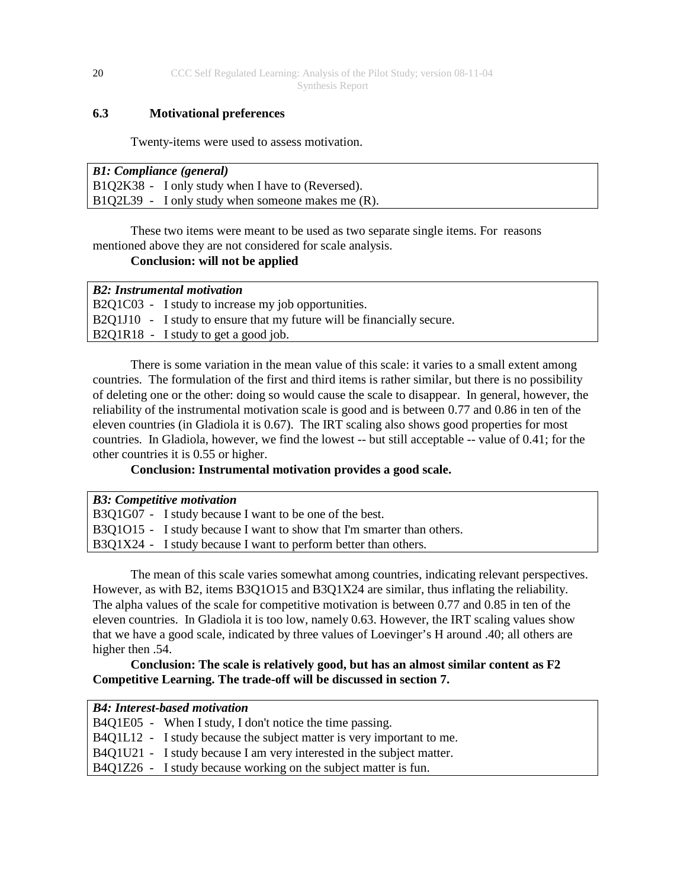### 6.3 Motivational preferences

Twenty-items were used to assess motivation.

| *B1: Compliance (general)* |
|---|
| B1Q2K38 - I only study when I have to (Reversed). |
| B1Q2L39 - I only study when someone makes me (R). |

These two items were meant to be used as two separate single items. For reasons mentioned above they are not considered for scale analysis.

**Conclusion: will not be applied**

| *B2: Instrumental motivation* |
|---|
| B2Q1C03 - I study to increase my job opportunities. |
| B2Q1J10 - I study to ensure that my future will be financially secure. |
| B2Q1R18 - I study to get a good job. |

There is some variation in the mean value of this scale: it varies to a small extent among countries. The formulation of the first and third items is rather similar, but there is no possibility of deleting one or the other: doing so would cause the scale to disappear. In general, however, the reliability of the instrumental motivation scale is good and is between 0.77 and 0.86 in ten of the eleven countries (in Gladiola it is 0.67). The IRT scaling also shows good properties for most countries. In Gladiola, however, we find the lowest -- but still acceptable -- value of 0.41; for the other countries it is 0.55 or higher.

**Conclusion: Instrumental motivation provides a good scale.**

| *B3: Competitive motivation* |
|---|
| B3Q1G07 - I study because I want to be one of the best. |
| B3Q1O15 - I study because I want to show that I'm smarter than others. |
| B3Q1X24 - I study because I want to perform better than others. |

The mean of this scale varies somewhat among countries, indicating relevant perspectives. However, as with B2, items B3Q1O15 and B3Q1X24 are similar, thus inflating the reliability. The alpha values of the scale for competitive motivation is between 0.77 and 0.85 in ten of the eleven countries. In Gladiola it is too low, namely 0.63. However, the IRT scaling values show that we have a good scale, indicated by three values of Loevinger's H around .40; all others are higher then .54.

**Conclusion: The scale is relatively good, but has an almost similar content as F2 Competitive Learning. The trade-off will be discussed in section 7.**

| *B4: Interest-based motivation* |
|---|
| B4Q1E05 - When I study, I don't notice the time passing. |
| B4Q1L12 - I study because the subject matter is very important to me. |
| B4Q1U21 - I study because I am very interested in the subject matter. |
| B4Q1Z26 - I study because working on the subject matter is fun. |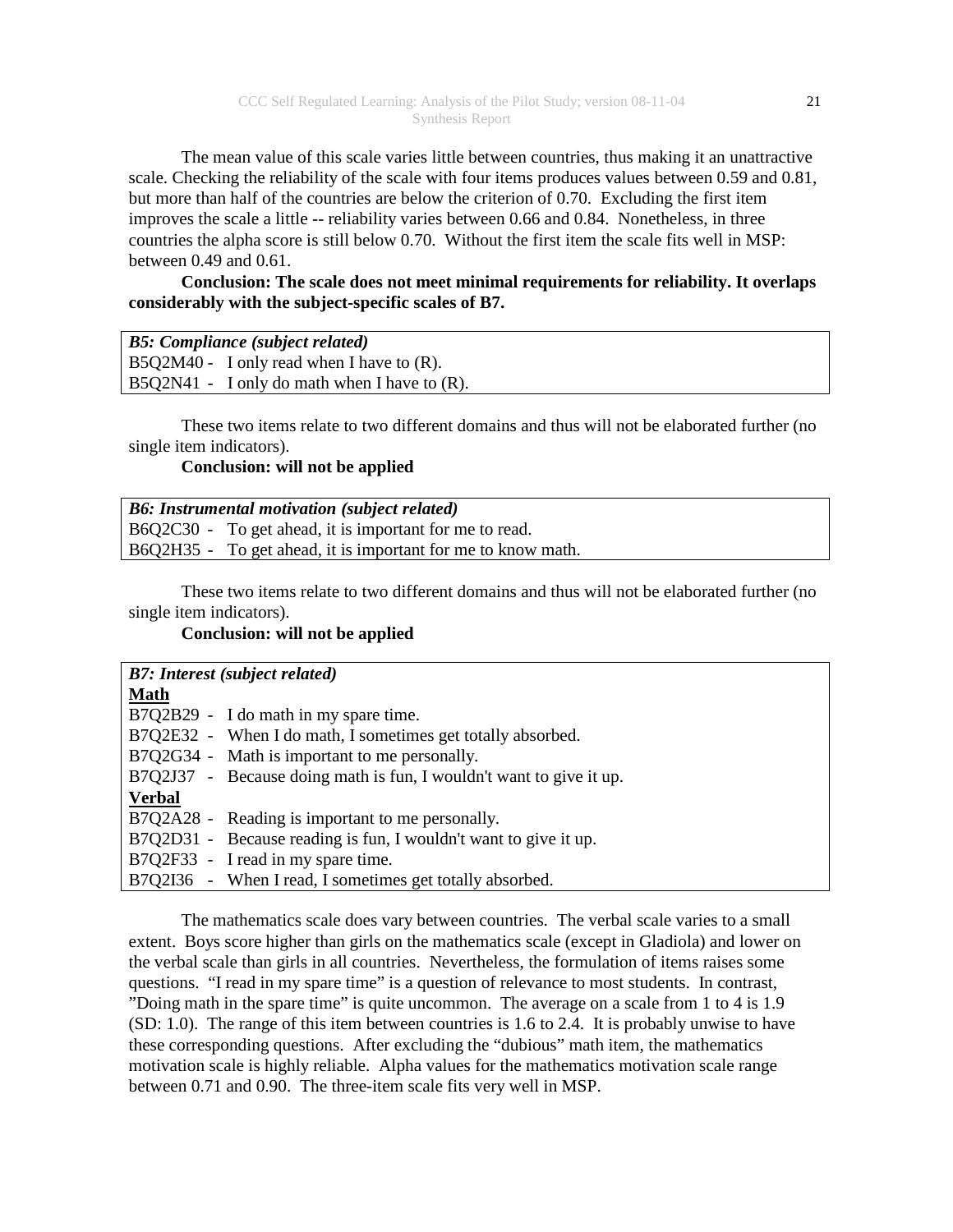The mean value of this scale varies little between countries, thus making it an unattractive scale. Checking the reliability of the scale with four items produces values between 0.59 and 0.81, but more than half of the countries are below the criterion of 0.70. Excluding the first item improves the scale a little -- reliability varies between 0.66 and 0.84. Nonetheless, in three countries the alpha score is still below 0.70. Without the first item the scale fits well in MSP: between 0.49 and 0.61.

**Conclusion: The scale does not meet minimal requirements for reliability. It overlaps considerably with the subject-specific scales of B7.**

| ***B5: Compliance (subject related)*** |
|---|
| B5Q2M40 - I only read when I have to (R). |
| B5Q2N41 - I only do math when I have to (R). |

These two items relate to two different domains and thus will not be elaborated further (no single item indicators).

**Conclusion: will not be applied**

| ***B6: Instrumental motivation (subject related)*** |
|---|
| B6Q2C30 - To get ahead, it is important for me to read. |
| B6Q2H35 - To get ahead, it is important for me to know math. |

These two items relate to two different domains and thus will not be elaborated further (no single item indicators).

**Conclusion: will not be applied**

| ***B7: Interest (subject related)*** |
|---|
| **Math** |
| B7Q2B29 - I do math in my spare time. |
| B7Q2E32 - When I do math, I sometimes get totally absorbed. |
| B7Q2G34 - Math is important to me personally. |
| B7Q2J37 - Because doing math is fun, I wouldn't want to give it up. |
| **Verbal** |
| B7Q2A28 - Reading is important to me personally. |
| B7Q2D31 - Because reading is fun, I wouldn't want to give it up. |
| B7Q2F33 - I read in my spare time. |
| B7Q2I36 - When I read, I sometimes get totally absorbed. |

The mathematics scale does vary between countries. The verbal scale varies to a small extent. Boys score higher than girls on the mathematics scale (except in Gladiola) and lower on the verbal scale than girls in all countries. Nevertheless, the formulation of items raises some questions. "I read in my spare time" is a question of relevance to most students. In contrast, "Doing math in the spare time" is quite uncommon. The average on a scale from 1 to 4 is 1.9 (SD: 1.0). The range of this item between countries is 1.6 to 2.4. It is probably unwise to have these corresponding questions. After excluding the "dubious" math item, the mathematics motivation scale is highly reliable. Alpha values for the mathematics motivation scale range between 0.71 and 0.90. The three-item scale fits very well in MSP.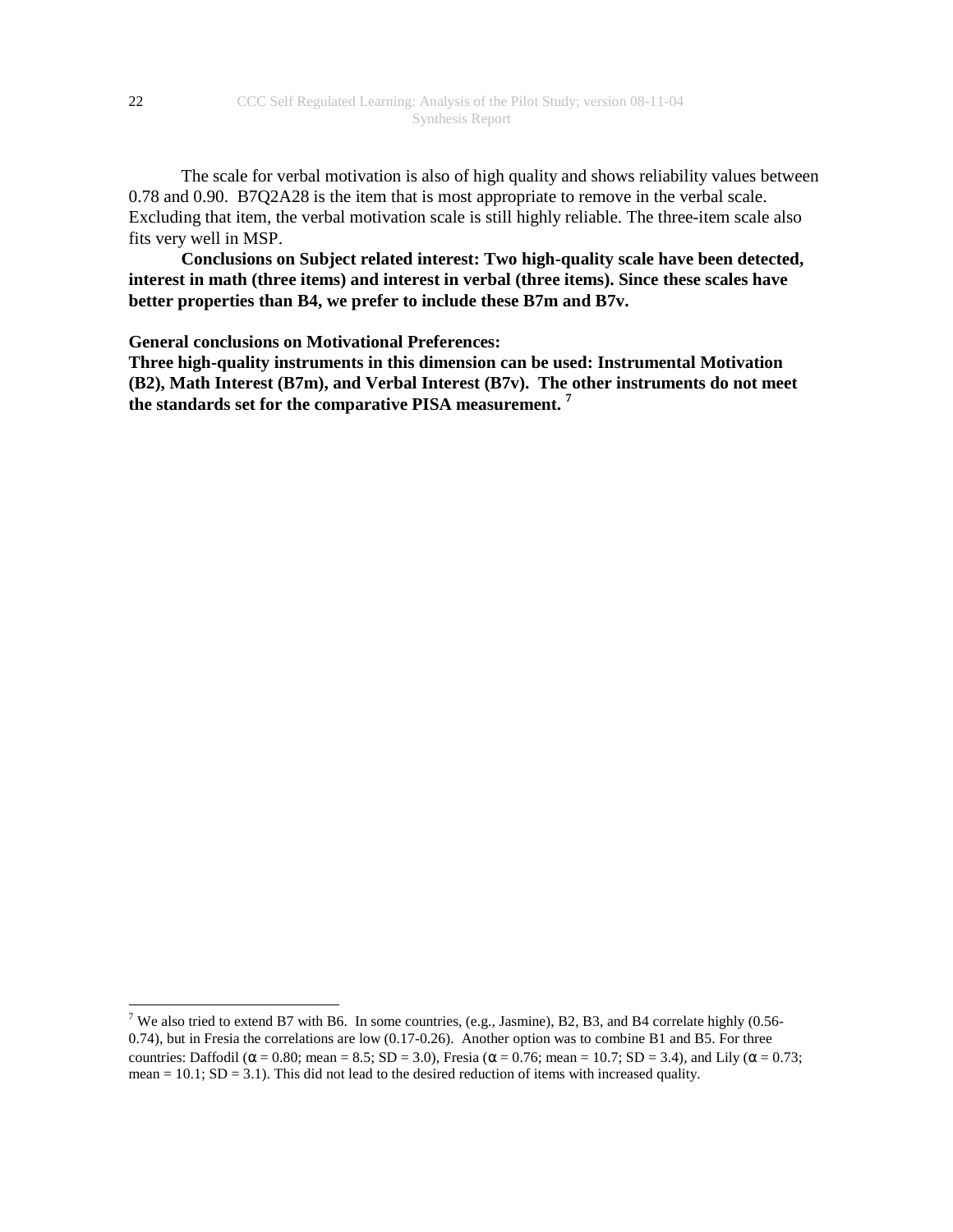The scale for verbal motivation is also of high quality and shows reliability values between 0.78 and 0.90. B7Q2A28 is the item that is most appropriate to remove in the verbal scale. Excluding that item, the verbal motivation scale is still highly reliable. The three-item scale also fits very well in MSP.

**Conclusions on Subject related interest: Two high-quality scale have been detected, interest in math (three items) and interest in verbal (three items). Since these scales have better properties than B4, we prefer to include these B7m and B7v.**

**General conclusions on Motivational Preferences:**
**Three high-quality instruments in this dimension can be used: Instrumental Motivation (B2), Math Interest (B7m), and Verbal Interest (B7v). The other instruments do not meet the standards set for the comparative PISA measurement.** [7]

---

[7] We also tried to extend B7 with B6. In some countries, (e.g., Jasmine), B2, B3, and B4 correlate highly (0.56-0.74), but in Fresia the correlations are low (0.17-0.26). Another option was to combine B1 and B5. For three countries: Daffodil ($\alpha = 0.80$; mean = 8.5; SD = 3.0), Fresia ($\alpha = 0.76$; mean = 10.7; SD = 3.4), and Lily ($\alpha = 0.73$; mean = 10.1; SD = 3.1). This did not lead to the desired reduction of items with increased quality.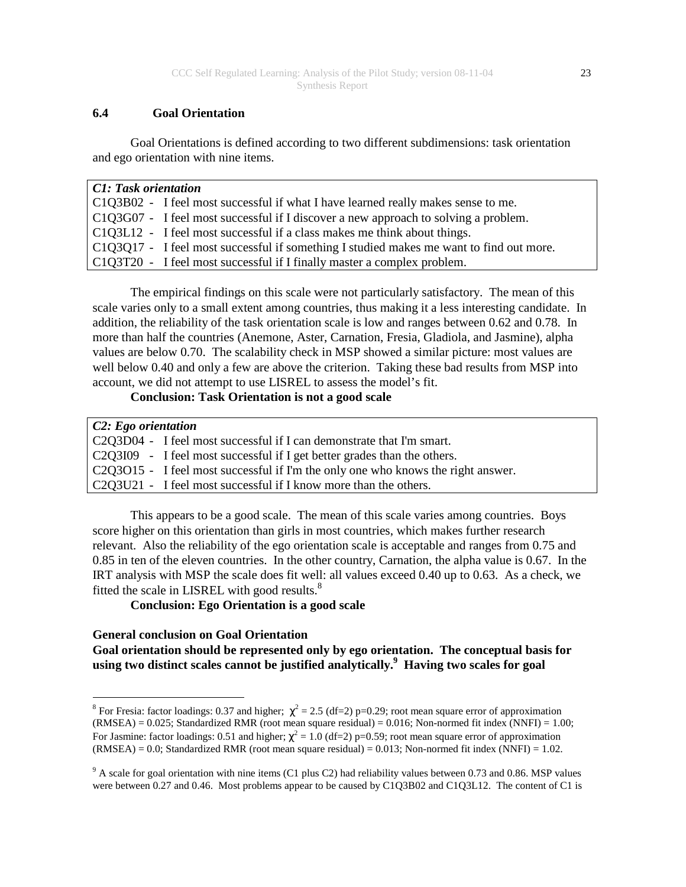### 6.4 Goal Orientation

Goal Orientations is defined according to two different subdimensions: task orientation and ego orientation with nine items.

| *C1: Task orientation* |
|---|
| C1Q3B02 - I feel most successful if what I have learned really makes sense to me. |
| C1Q3G07 - I feel most successful if I discover a new approach to solving a problem. |
| C1Q3L12 - I feel most successful if a class makes me think about things. |
| C1Q3Q17 - I feel most successful if something I studied makes me want to find out more. |
| C1Q3T20 - I feel most successful if I finally master a complex problem. |

The empirical findings on this scale were not particularly satisfactory. The mean of this scale varies only to a small extent among countries, thus making it a less interesting candidate. In addition, the reliability of the task orientation scale is low and ranges between 0.62 and 0.78. In more than half the countries (Anemone, Aster, Carnation, Fresia, Gladiola, and Jasmine), alpha values are below 0.70. The scalability check in MSP showed a similar picture: most values are well below 0.40 and only a few are above the criterion. Taking these bad results from MSP into account, we did not attempt to use LISREL to assess the model's fit.

**Conclusion: Task Orientation is not a good scale**

| *C2: Ego orientation* |
|---|
| C2Q3D04 - I feel most successful if I can demonstrate that I'm smart. |
| C2Q3I09 - I feel most successful if I get better grades than the others. |
| C2Q3O15 - I feel most successful if I'm the only one who knows the right answer. |
| C2Q3U21 - I feel most successful if I know more than the others. |

This appears to be a good scale. The mean of this scale varies among countries. Boys score higher on this orientation than girls in most countries, which makes further research relevant. Also the reliability of the ego orientation scale is acceptable and ranges from 0.75 and 0.85 in ten of the eleven countries. In the other country, Carnation, the alpha value is 0.67. In the IRT analysis with MSP the scale does fit well: all values exceed 0.40 up to 0.63. As a check, we fitted the scale in LISREL with good results.[8]

**Conclusion: Ego Orientation is a good scale**

**General conclusion on Goal Orientation**

**Goal orientation should be represented only by ego orientation. The conceptual basis for using two distinct scales cannot be justified analytically.[9] Having two scales for goal**

[8] For Fresia: factor loadings: 0.37 and higher; $\chi^2 = 2.5$ (df=2) p=0.29; root mean square error of approximation (RMSEA) = 0.025; Standardized RMR (root mean square residual) = 0.016; Non-normed fit index (NNFI) = 1.00; For Jasmine: factor loadings: 0.51 and higher; $\chi^2 = 1.0$ (df=2) p=0.59; root mean square error of approximation (RMSEA) = 0.0; Standardized RMR (root mean square residual) = 0.013; Non-normed fit index (NNFI) = 1.02.

[9] A scale for goal orientation with nine items (C1 plus C2) had reliability values between 0.73 and 0.86. MSP values were between 0.27 and 0.46. Most problems appear to be caused by C1Q3B02 and C1Q3L12. The content of C1 is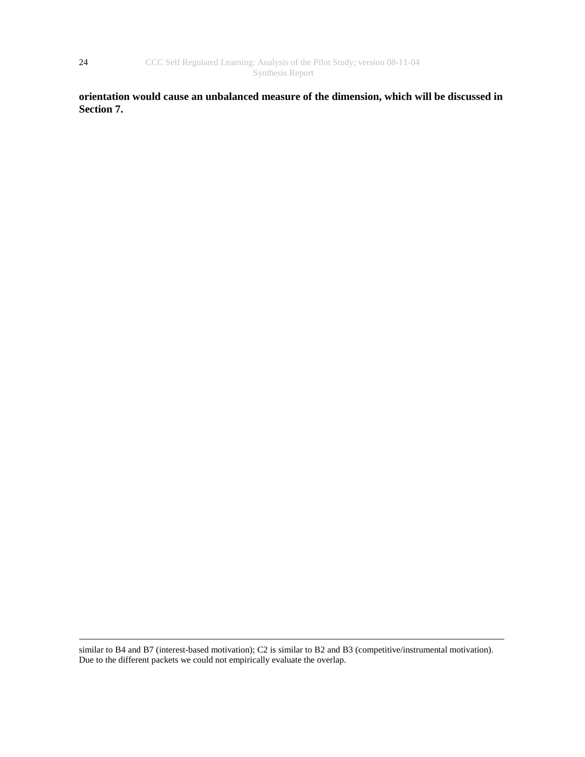**orientation would cause an unbalanced measure of the dimension, which will be discussed in Section 7.**

---

similar to B4 and B7 (interest-based motivation); C2 is similar to B2 and B3 (competitive/instrumental motivation). Due to the different packets we could not empirically evaluate the overlap.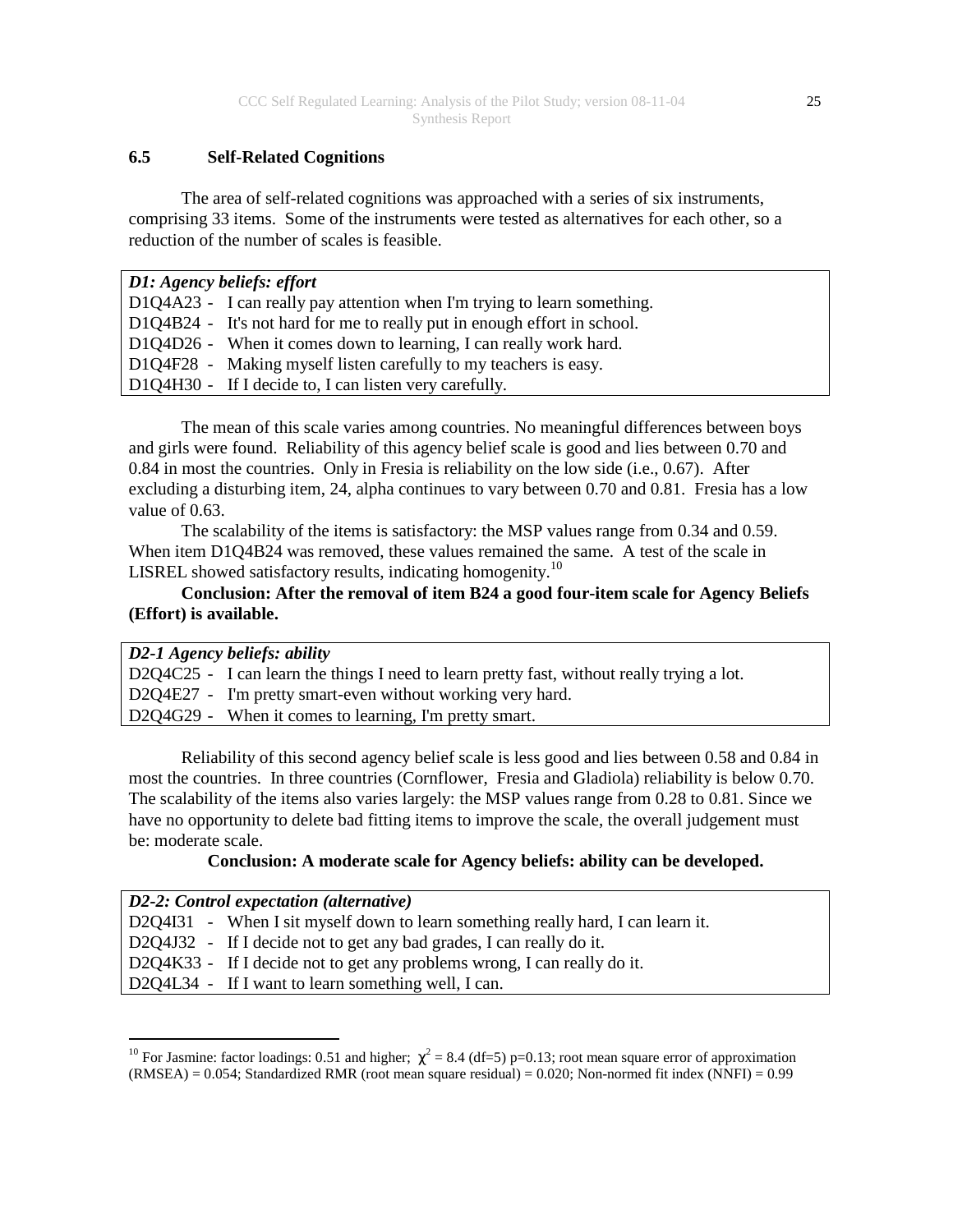## 6.5 Self-Related Cognitions

The area of self-related cognitions was approached with a series of six instruments, comprising 33 items. Some of the instruments were tested as alternatives for each other, so a reduction of the number of scales is feasible.

| *D1: Agency beliefs: effort* |
|---|
| D1Q4A23 - I can really pay attention when I'm trying to learn something. |
| D1Q4B24 - It's not hard for me to really put in enough effort in school. |
| D1Q4D26 - When it comes down to learning, I can really work hard. |
| D1Q4F28 - Making myself listen carefully to my teachers is easy. |
| D1Q4H30 - If I decide to, I can listen very carefully. |

The mean of this scale varies among countries. No meaningful differences between boys and girls were found. Reliability of this agency belief scale is good and lies between 0.70 and 0.84 in most the countries. Only in Fresia is reliability on the low side (i.e., 0.67). After excluding a disturbing item, 24, alpha continues to vary between 0.70 and 0.81. Fresia has a low value of 0.63.

The scalability of the items is satisfactory: the MSP values range from 0.34 and 0.59. When item D1Q4B24 was removed, these values remained the same. A test of the scale in LISREL showed satisfactory results, indicating homogenity.[10]

**Conclusion: After the removal of item B24 a good four-item scale for Agency Beliefs (Effort) is available.**

| *D2-1 Agency beliefs: ability* |
|---|
| D2Q4C25 - I can learn the things I need to learn pretty fast, without really trying a lot. |
| D2Q4E27 - I'm pretty smart-even without working very hard. |
| D2Q4G29 - When it comes to learning, I'm pretty smart. |

Reliability of this second agency belief scale is less good and lies between 0.58 and 0.84 in most the countries. In three countries (Cornflower, Fresia and Gladiola) reliability is below 0.70. The scalability of the items also varies largely: the MSP values range from 0.28 to 0.81. Since we have no opportunity to delete bad fitting items to improve the scale, the overall judgement must be: moderate scale.

**Conclusion: A moderate scale for Agency beliefs: ability can be developed.**

| *D2-2: Control expectation (alternative)* |
|---|
| D2Q4I31 - When I sit myself down to learn something really hard, I can learn it. |
| D2Q4J32 - If I decide not to get any bad grades, I can really do it. |
| D2Q4K33 - If I decide not to get any problems wrong, I can really do it. |
| D2Q4L34 - If I want to learn something well, I can. |

---

[10] For Jasmine: factor loadings: 0.51 and higher; $\chi^2 = 8.4$ (df=5) p=0.13; root mean square error of approximation (RMSEA) = 0.054; Standardized RMR (root mean square residual) = 0.020; Non-normed fit index (NNFI) = 0.99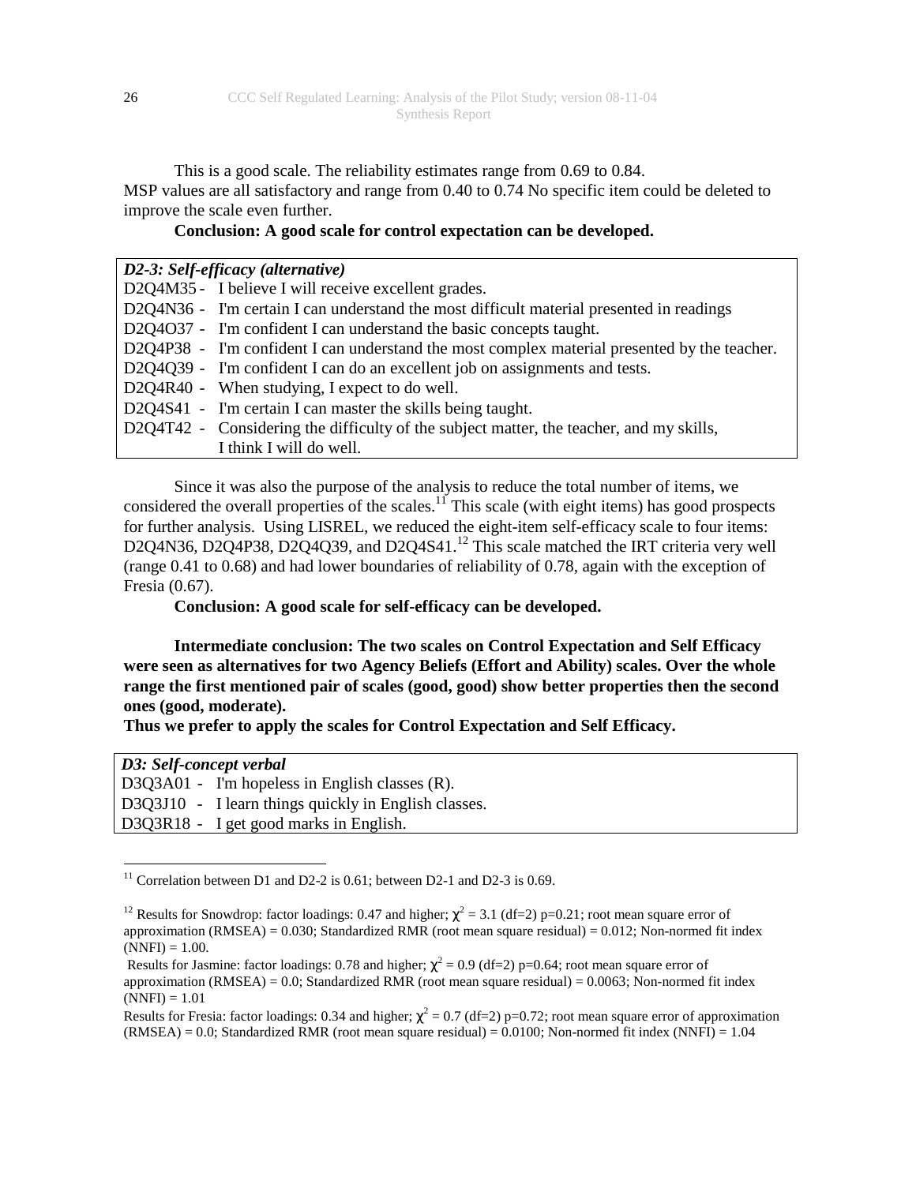This is a good scale. The reliability estimates range from 0.69 to 0.84. MSP values are all satisfactory and range from 0.40 to 0.74 No specific item could be deleted to improve the scale even further.

**Conclusion: A good scale for control expectation can be developed.**

| *D2-3: Self-efficacy (alternative)* | |
|---|---|
| D2Q4M35 - | I believe I will receive excellent grades. |
| D2Q4N36 - | I'm certain I can understand the most difficult material presented in readings |
| D2Q4O37 - | I'm confident I can understand the basic concepts taught. |
| D2Q4P38 - | I'm confident I can understand the most complex material presented by the teacher. |
| D2Q4Q39 - | I'm confident I can do an excellent job on assignments and tests. |
| D2Q4R40 - | When studying, I expect to do well. |
| D2Q4S41 - | I'm certain I can master the skills being taught. |
| D2Q4T42 - | Considering the difficulty of the subject matter, the teacher, and my skills, I think I will do well. |

Since it was also the purpose of the analysis to reduce the total number of items, we considered the overall properties of the scales.[11] This scale (with eight items) has good prospects for further analysis. Using LISREL, we reduced the eight-item self-efficacy scale to four items: D2Q4N36, D2Q4P38, D2Q4Q39, and D2Q4S41.[12] This scale matched the IRT criteria very well (range 0.41 to 0.68) and had lower boundaries of reliability of 0.78, again with the exception of Fresia (0.67).

**Conclusion: A good scale for self-efficacy can be developed.**

**Intermediate conclusion: The two scales on Control Expectation and Self Efficacy were seen as alternatives for two Agency Beliefs (Effort and Ability) scales. Over the whole range the first mentioned pair of scales (good, good) show better properties then the second ones (good, moderate).**
**Thus we prefer to apply the scales for Control Expectation and Self Efficacy.**

| *D3: Self-concept verbal* | |
|---|---|
| D3Q3A01 - | I'm hopeless in English classes (R). |
| D3Q3J10 - | I learn things quickly in English classes. |
| D3Q3R18 - | I get good marks in English. |

---

[11] Correlation between D1 and D2-2 is 0.61; between D2-1 and D2-3 is 0.69.

[12] Results for Snowdrop: factor loadings: 0.47 and higher; $\chi^2 = 3.1$ (df=2) p=0.21; root mean square error of approximation (RMSEA) = 0.030; Standardized RMR (root mean square residual) = 0.012; Non-normed fit index (NNFI) = 1.00.
Results for Jasmine: factor loadings: 0.78 and higher; $\chi^2 = 0.9$ (df=2) p=0.64; root mean square error of approximation (RMSEA) = 0.0; Standardized RMR (root mean square residual) = 0.0063; Non-normed fit index (NNFI) = 1.01
Results for Fresia: factor loadings: 0.34 and higher; $\chi^2 = 0.7$ (df=2) p=0.72; root mean square error of approximation (RMSEA) = 0.0; Standardized RMR (root mean square residual) = 0.0100; Non-normed fit index (NNFI) = 1.04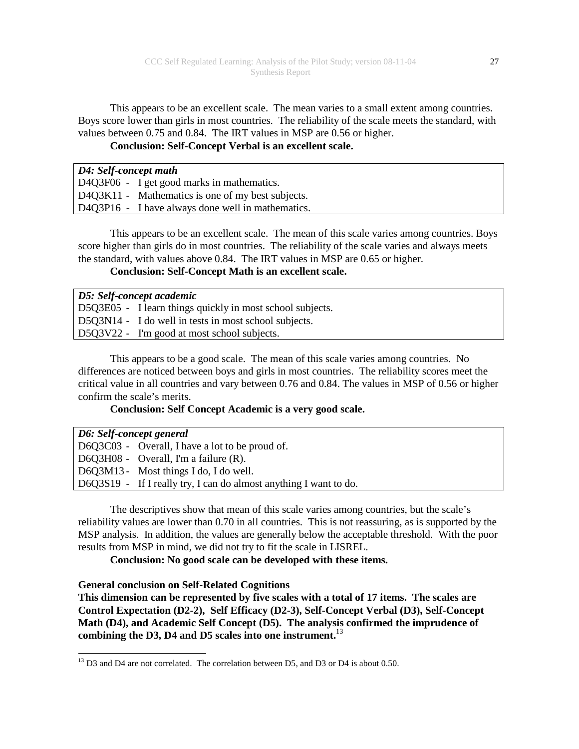This appears to be an excellent scale. The mean varies to a small extent among countries. Boys score lower than girls in most countries. The reliability of the scale meets the standard, with values between 0.75 and 0.84. The IRT values in MSP are 0.56 or higher.

**Conclusion: Self-Concept Verbal is an excellent scale.**

| ***D4: Self-concept math*** |
|---|
| D4Q3F06 - I get good marks in mathematics. |
| D4Q3K11 - Mathematics is one of my best subjects. |
| D4Q3P16 - I have always done well in mathematics. |

This appears to be an excellent scale. The mean of this scale varies among countries. Boys score higher than girls do in most countries. The reliability of the scale varies and always meets the standard, with values above 0.84. The IRT values in MSP are 0.65 or higher.

**Conclusion: Self-Concept Math is an excellent scale.**

| ***D5: Self-concept academic*** |
|---|
| D5Q3E05 - I learn things quickly in most school subjects. |
| D5Q3N14 - I do well in tests in most school subjects. |
| D5Q3V22 - I'm good at most school subjects. |

This appears to be a good scale. The mean of this scale varies among countries. No differences are noticed between boys and girls in most countries. The reliability scores meet the critical value in all countries and vary between 0.76 and 0.84. The values in MSP of 0.56 or higher confirm the scale's merits.

**Conclusion: Self Concept Academic is a very good scale.**

| ***D6: Self-concept general*** |
|---|
| D6Q3C03 - Overall, I have a lot to be proud of. |
| D6Q3H08 - Overall, I'm a failure (R). |
| D6Q3M13 - Most things I do, I do well. |
| D6Q3S19 - If I really try, I can do almost anything I want to do. |

The descriptives show that mean of this scale varies among countries, but the scale's reliability values are lower than 0.70 in all countries. This is not reassuring, as is supported by the MSP analysis. In addition, the values are generally below the acceptable threshold. With the poor results from MSP in mind, we did not try to fit the scale in LISREL.

**Conclusion: No good scale can be developed with these items.**

**General conclusion on Self-Related Cognitions**

**This dimension can be represented by five scales with a total of 17 items. The scales are Control Expectation (D2-2), Self Efficacy (D2-3), Self-Concept Verbal (D3), Self-Concept Math (D4), and Academic Self Concept (D5). The analysis confirmed the imprudence of combining the D3, D4 and D5 scales into one instrument.**[13]

[13] D3 and D4 are not correlated. The correlation between D5, and D3 or D4 is about 0.50.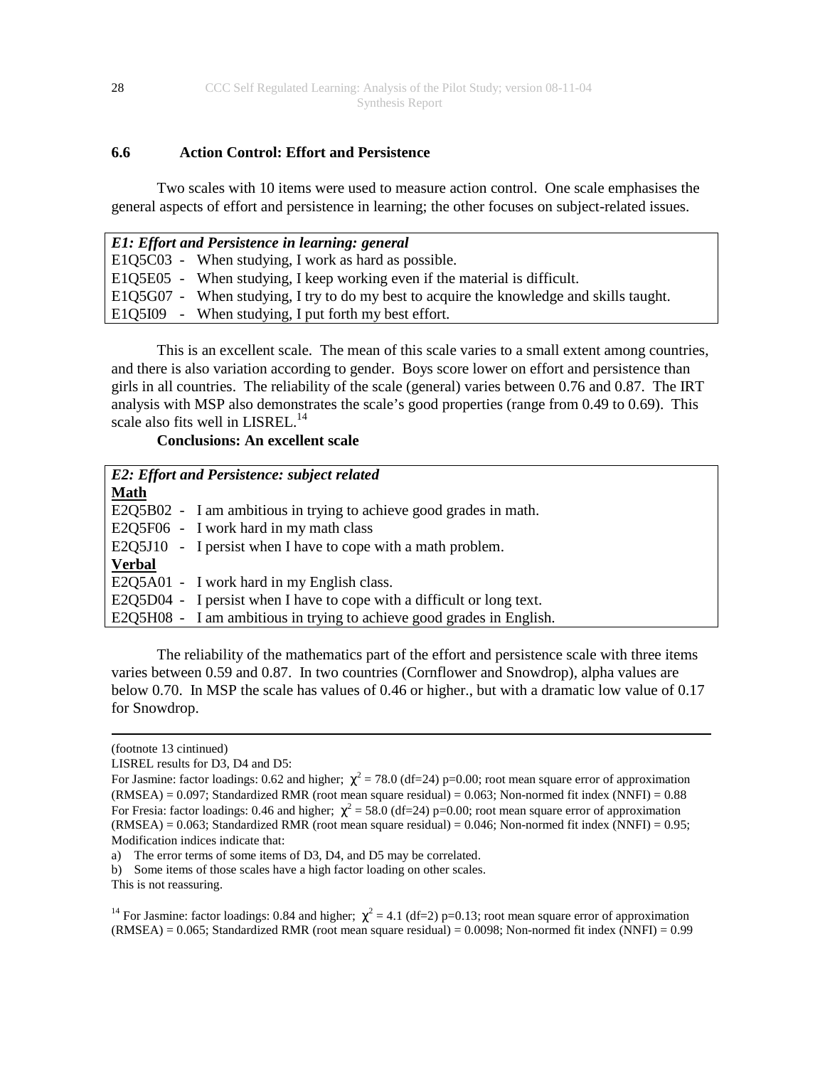### 6.6 Action Control: Effort and Persistence

Two scales with 10 items were used to measure action control. One scale emphasises the general aspects of effort and persistence in learning; the other focuses on subject-related issues.

| *E1: Effort and Persistence in learning: general* |
|---|
| E1Q5C03 - When studying, I work as hard as possible. |
| E1Q5E05 - When studying, I keep working even if the material is difficult. |
| E1Q5G07 - When studying, I try to do my best to acquire the knowledge and skills taught. |
| E1Q5I09 - When studying, I put forth my best effort. |

This is an excellent scale. The mean of this scale varies to a small extent among countries, and there is also variation according to gender. Boys score lower on effort and persistence than girls in all countries. The reliability of the scale (general) varies between 0.76 and 0.87. The IRT analysis with MSP also demonstrates the scale's good properties (range from 0.49 to 0.69). This scale also fits well in LISREL.[14]

**Conclusions: An excellent scale**

| *E2: Effort and Persistence: subject related* |
|---|
| **Math** |
| E2Q5B02 - I am ambitious in trying to achieve good grades in math. |
| E2Q5F06 - I work hard in my math class |
| E2Q5J10 - I persist when I have to cope with a math problem. |
| **Verbal** |
| E2Q5A01 - I work hard in my English class. |
| E2Q5D04 - I persist when I have to cope with a difficult or long text. |
| E2Q5H08 - I am ambitious in trying to achieve good grades in English. |

The reliability of the mathematics part of the effort and persistence scale with three items varies between 0.59 and 0.87. In two countries (Cornflower and Snowdrop), alpha values are below 0.70. In MSP the scale has values of 0.46 or higher., but with a dramatic low value of 0.17 for Snowdrop.

---

(footnote 13 cintinued)

LISREL results for D3, D4 and D5:

For Jasmine: factor loadings: 0.62 and higher; $\chi^2 = 78.0$ (df=24) p=0.00; root mean square error of approximation (RMSEA) = 0.097; Standardized RMR (root mean square residual) = 0.063; Non-normed fit index (NNFI) = 0.88

For Fresia: factor loadings: 0.46 and higher; $\chi^2 = 58.0$ (df=24) p=0.00; root mean square error of approximation (RMSEA) = 0.063; Standardized RMR (root mean square residual) = 0.046; Non-normed fit index (NNFI) = 0.95; Modification indices indicate that:

a) The error terms of some items of D3, D4, and D5 may be correlated.

b) Some items of those scales have a high factor loading on other scales.

This is not reassuring.

[14] For Jasmine: factor loadings: 0.84 and higher; $\chi^2 = 4.1$ (df=2) p=0.13; root mean square error of approximation (RMSEA) = 0.065; Standardized RMR (root mean square residual) = 0.0098; Non-normed fit index (NNFI) = 0.99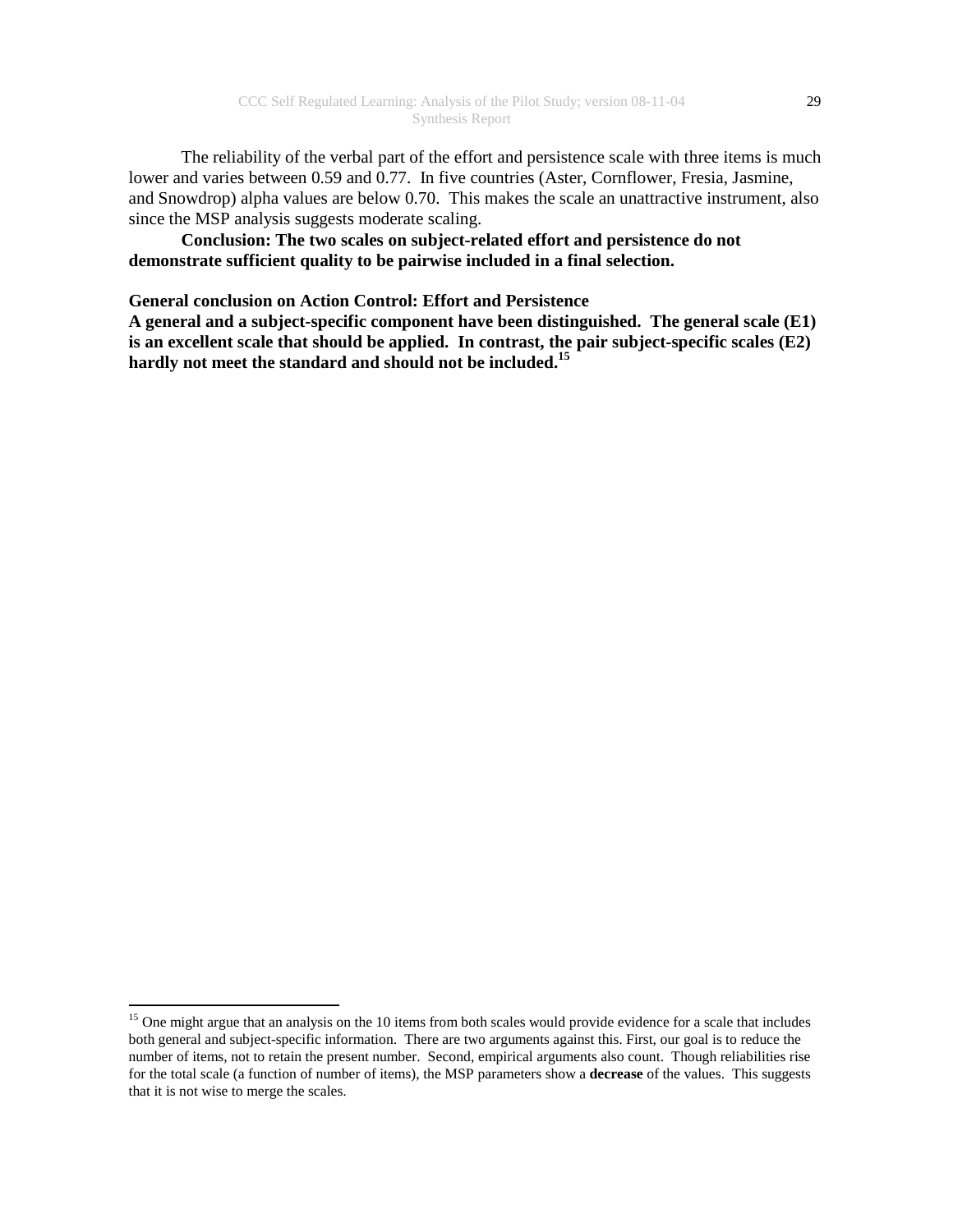The reliability of the verbal part of the effort and persistence scale with three items is much lower and varies between 0.59 and 0.77. In five countries (Aster, Cornflower, Fresia, Jasmine, and Snowdrop) alpha values are below 0.70. This makes the scale an unattractive instrument, also since the MSP analysis suggests moderate scaling.

**Conclusion: The two scales on subject-related effort and persistence do not demonstrate sufficient quality to be pairwise included in a final selection.**

**General conclusion on Action Control: Effort and Persistence**

**A general and a subject-specific component have been distinguished. The general scale (E1) is an excellent scale that should be applied. In contrast, the pair subject-specific scales (E2) hardly not meet the standard and should not be included.[15]**

---

[15] One might argue that an analysis on the 10 items from both scales would provide evidence for a scale that includes both general and subject-specific information. There are two arguments against this. First, our goal is to reduce the number of items, not to retain the present number. Second, empirical arguments also count. Though reliabilities rise for the total scale (a function of number of items), the MSP parameters show a **decrease** of the values. This suggests that it is not wise to merge the scales.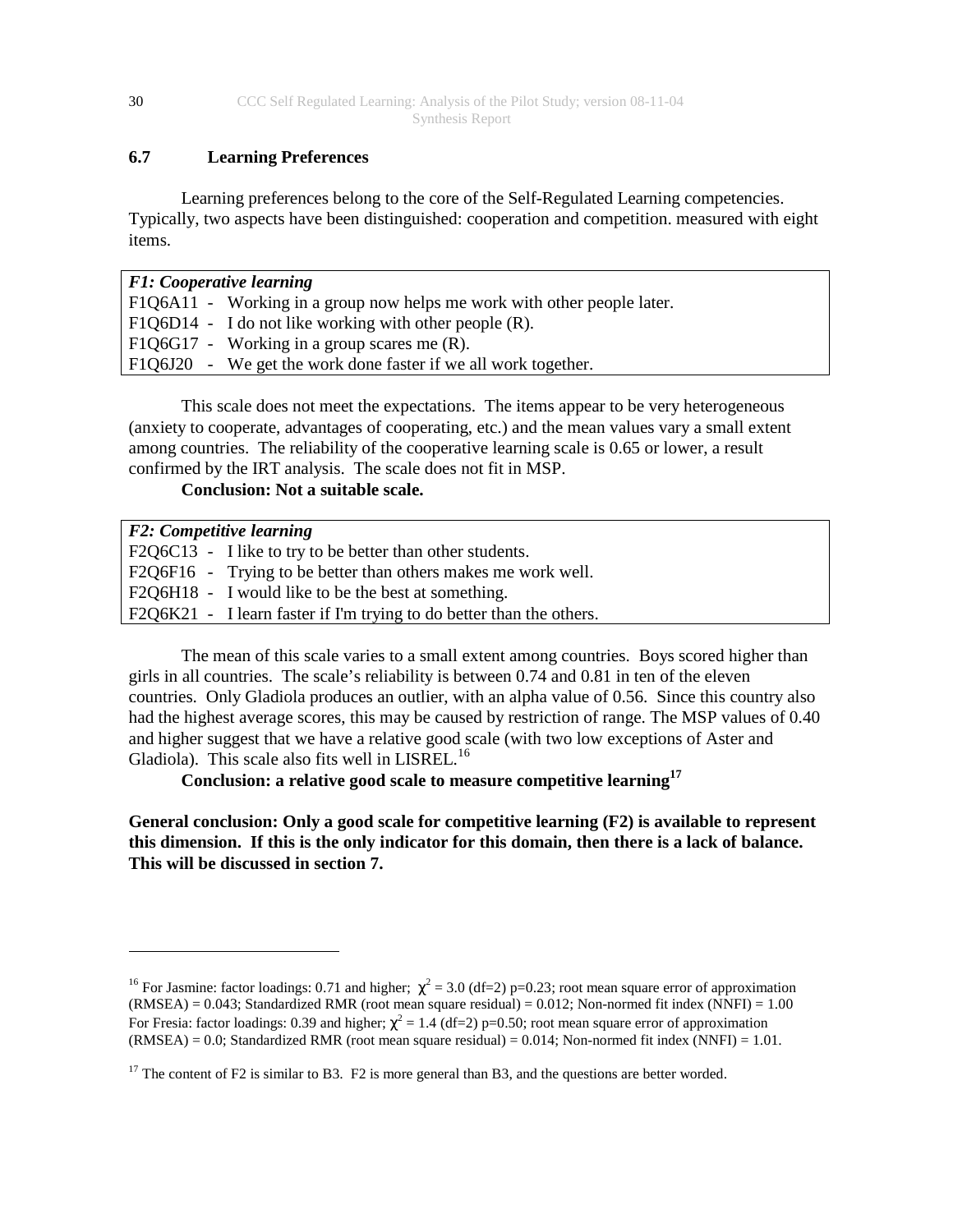## 6.7 Learning Preferences

Learning preferences belong to the core of the Self-Regulated Learning competencies. Typically, two aspects have been distinguished: cooperation and competition. measured with eight items.

| *F1: Cooperative learning* |
|---|
| F1Q6A11 - Working in a group now helps me work with other people later. |
| F1Q6D14 - I do not like working with other people (R). |
| F1Q6G17 - Working in a group scares me (R). |
| F1Q6J20 - We get the work done faster if we all work together. |

This scale does not meet the expectations. The items appear to be very heterogeneous (anxiety to cooperate, advantages of cooperating, etc.) and the mean values vary a small extent among countries. The reliability of the cooperative learning scale is 0.65 or lower, a result confirmed by the IRT analysis. The scale does not fit in MSP.

**Conclusion: Not a suitable scale.**

| *F2: Competitive learning* |
|---|
| F2Q6C13 - I like to try to be better than other students. |
| F2Q6F16 - Trying to be better than others makes me work well. |
| F2Q6H18 - I would like to be the best at something. |
| F2Q6K21 - I learn faster if I'm trying to do better than the others. |

The mean of this scale varies to a small extent among countries. Boys scored higher than girls in all countries. The scale's reliability is between 0.74 and 0.81 in ten of the eleven countries. Only Gladiola produces an outlier, with an alpha value of 0.56. Since this country also had the highest average scores, this may be caused by restriction of range. The MSP values of 0.40 and higher suggest that we have a relative good scale (with two low exceptions of Aster and Gladiola). This scale also fits well in LISREL.[16]

**Conclusion: a relative good scale to measure competitive learning[17]**

**General conclusion: Only a good scale for competitive learning (F2) is available to represent this dimension. If this is the only indicator for this domain, then there is a lack of balance. This will be discussed in section 7.**

---

[16] For Jasmine: factor loadings: 0.71 and higher; $\chi^2 = 3.0$ (df=2) p=0.23; root mean square error of approximation (RMSEA) = 0.043; Standardized RMR (root mean square residual) = 0.012; Non-normed fit index (NNFI) = 1.00
For Fresia: factor loadings: 0.39 and higher; $\chi^2 = 1.4$ (df=2) p=0.50; root mean square error of approximation (RMSEA) = 0.0; Standardized RMR (root mean square residual) = 0.014; Non-normed fit index (NNFI) = 1.01.

[17] The content of F2 is similar to B3. F2 is more general than B3, and the questions are better worded.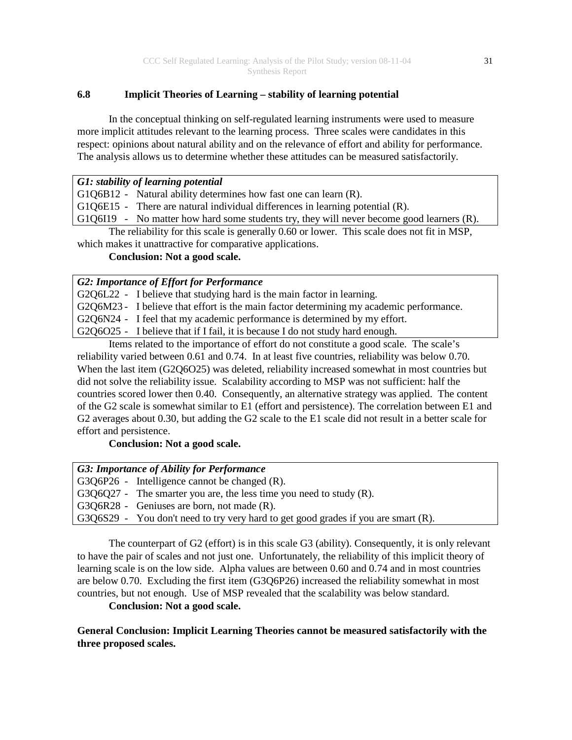## 6.8 Implicit Theories of Learning – stability of learning potential

In the conceptual thinking on self-regulated learning instruments were used to measure more implicit attitudes relevant to the learning process. Three scales were candidates in this respect: opinions about natural ability and on the relevance of effort and ability for performance. The analysis allows us to determine whether these attitudes can be measured satisfactorily.

| ***G1: stability of learning potential*** |
|---|
| G1Q6B12 - Natural ability determines how fast one can learn (R). |
| G1Q6E15 - There are natural individual differences in learning potential (R). |
| G1Q6I19 - No matter how hard some students try, they will never become good learners (R). |

The reliability for this scale is generally 0.60 or lower. This scale does not fit in MSP, which makes it unattractive for comparative applications.

**Conclusion: Not a good scale.**

| ***G2: Importance of Effort for Performance*** |
|---|
| G2Q6L22 - I believe that studying hard is the main factor in learning. |
| G2Q6M23 - I believe that effort is the main factor determining my academic performance. |
| G2Q6N24 - I feel that my academic performance is determined by my effort. |
| G2Q6O25 - I believe that if I fail, it is because I do not study hard enough. |

Items related to the importance of effort do not constitute a good scale. The scale's reliability varied between 0.61 and 0.74. In at least five countries, reliability was below 0.70. When the last item (G2Q6O25) was deleted, reliability increased somewhat in most countries but did not solve the reliability issue. Scalability according to MSP was not sufficient: half the countries scored lower then 0.40. Consequently, an alternative strategy was applied. The content of the G2 scale is somewhat similar to E1 (effort and persistence). The correlation between E1 and G2 averages about 0.30, but adding the G2 scale to the E1 scale did not result in a better scale for effort and persistence.

**Conclusion: Not a good scale.**

| ***G3: Importance of Ability for Performance*** |
|---|
| G3Q6P26 - Intelligence cannot be changed (R). |
| G3Q6Q27 - The smarter you are, the less time you need to study (R). |
| G3Q6R28 - Geniuses are born, not made (R). |
| G3Q6S29 - You don't need to try very hard to get good grades if you are smart (R). |

The counterpart of G2 (effort) is in this scale G3 (ability). Consequently, it is only relevant to have the pair of scales and not just one. Unfortunately, the reliability of this implicit theory of learning scale is on the low side. Alpha values are between 0.60 and 0.74 and in most countries are below 0.70. Excluding the first item (G3Q6P26) increased the reliability somewhat in most countries, but not enough. Use of MSP revealed that the scalability was below standard.

**Conclusion: Not a good scale.**

**General Conclusion: Implicit Learning Theories cannot be measured satisfactorily with the three proposed scales.**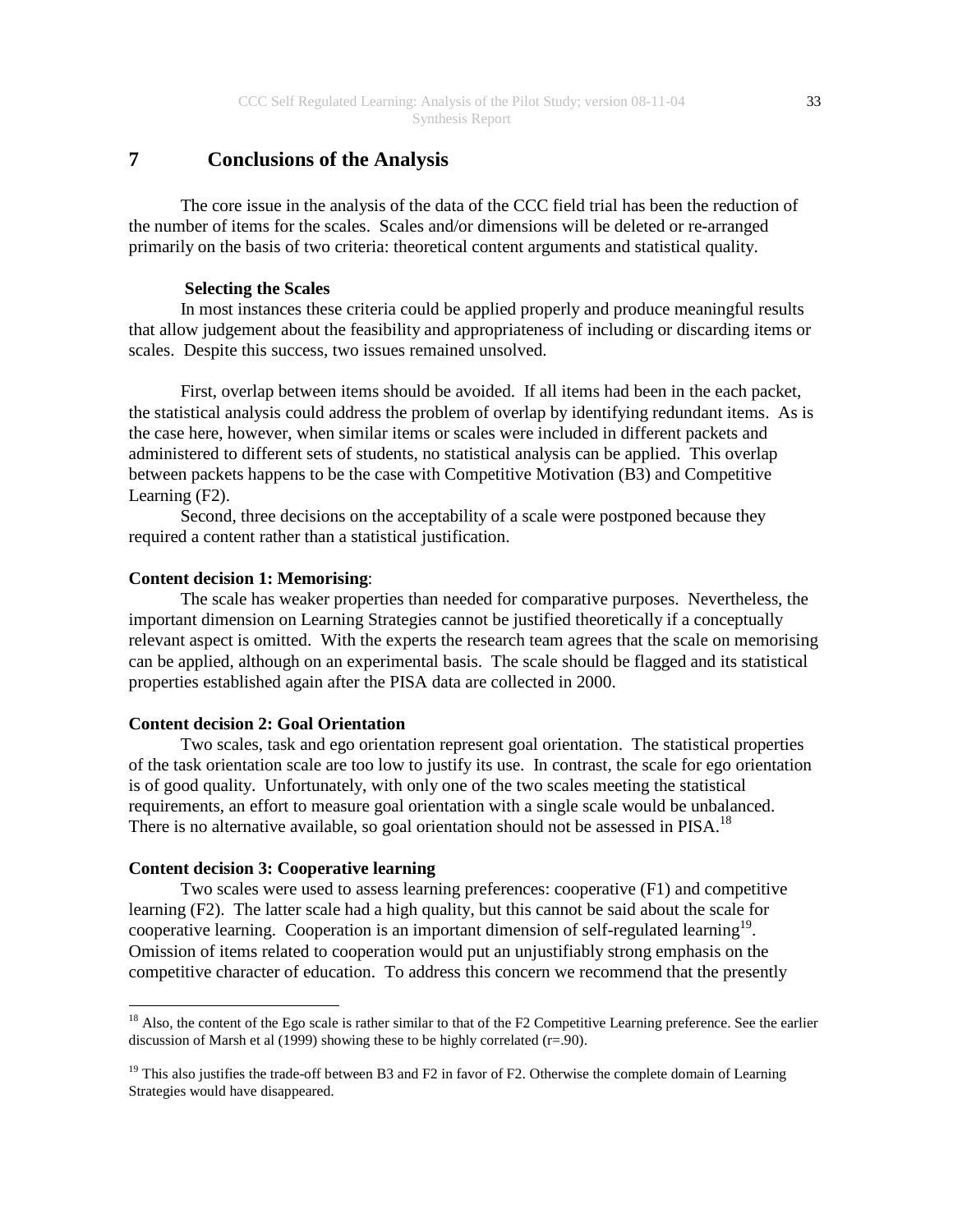# 7 Conclusions of the Analysis

The core issue in the analysis of the data of the CCC field trial has been the reduction of the number of items for the scales. Scales and/or dimensions will be deleted or re-arranged primarily on the basis of two criteria: theoretical content arguments and statistical quality.

**Selecting the Scales**

In most instances these criteria could be applied properly and produce meaningful results that allow judgement about the feasibility and appropriateness of including or discarding items or scales. Despite this success, two issues remained unsolved.

First, overlap between items should be avoided. If all items had been in the each packet, the statistical analysis could address the problem of overlap by identifying redundant items. As is the case here, however, when similar items or scales were included in different packets and administered to different sets of students, no statistical analysis can be applied. This overlap between packets happens to be the case with Competitive Motivation (B3) and Competitive Learning (F2).

Second, three decisions on the acceptability of a scale were postponed because they required a content rather than a statistical justification.

**Content decision 1: Memorising**:

The scale has weaker properties than needed for comparative purposes. Nevertheless, the important dimension on Learning Strategies cannot be justified theoretically if a conceptually relevant aspect is omitted. With the experts the research team agrees that the scale on memorising can be applied, although on an experimental basis. The scale should be flagged and its statistical properties established again after the PISA data are collected in 2000.

**Content decision 2: Goal Orientation**

Two scales, task and ego orientation represent goal orientation. The statistical properties of the task orientation scale are too low to justify its use. In contrast, the scale for ego orientation is of good quality. Unfortunately, with only one of the two scales meeting the statistical requirements, an effort to measure goal orientation with a single scale would be unbalanced. There is no alternative available, so goal orientation should not be assessed in PISA.[18]

**Content decision 3: Cooperative learning**

Two scales were used to assess learning preferences: cooperative (F1) and competitive learning (F2). The latter scale had a high quality, but this cannot be said about the scale for cooperative learning. Cooperation is an important dimension of self-regulated learning[19]. Omission of items related to cooperation would put an unjustifiably strong emphasis on the competitive character of education. To address this concern we recommend that the presently

---

[18] Also, the content of the Ego scale is rather similar to that of the F2 Competitive Learning preference. See the earlier discussion of Marsh et al (1999) showing these to be highly correlated (r=.90).

[19] This also justifies the trade-off between B3 and F2 in favor of F2. Otherwise the complete domain of Learning Strategies would have disappeared.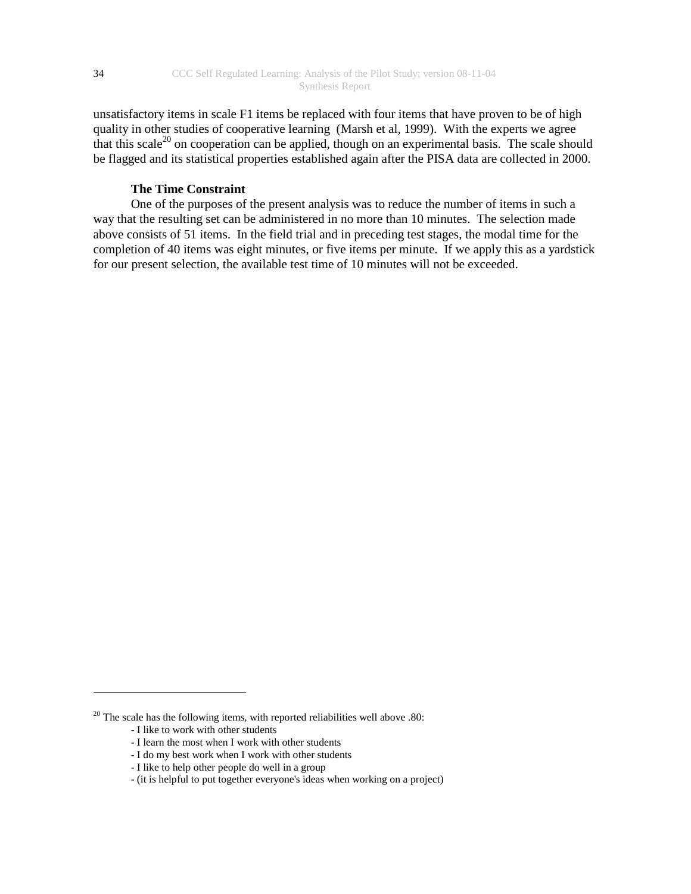unsatisfactory items in scale F1 items be replaced with four items that have proven to be of high quality in other studies of cooperative learning (Marsh et al, 1999). With the experts we agree that this scale[20] on cooperation can be applied, though on an experimental basis. The scale should be flagged and its statistical properties established again after the PISA data are collected in 2000.

**The Time Constraint**

One of the purposes of the present analysis was to reduce the number of items in such a way that the resulting set can be administered in no more than 10 minutes. The selection made above consists of 51 items. In the field trial and in preceding test stages, the modal time for the completion of 40 items was eight minutes, or five items per minute. If we apply this as a yardstick for our present selection, the available test time of 10 minutes will not be exceeded.

---

[20] The scale has the following items, with reported reliabilities well above .80:

- I like to work with other students
- I learn the most when I work with other students
- I do my best work when I work with other students
- I like to help other people do well in a group
- (it is helpful to put together everyone's ideas when working on a project)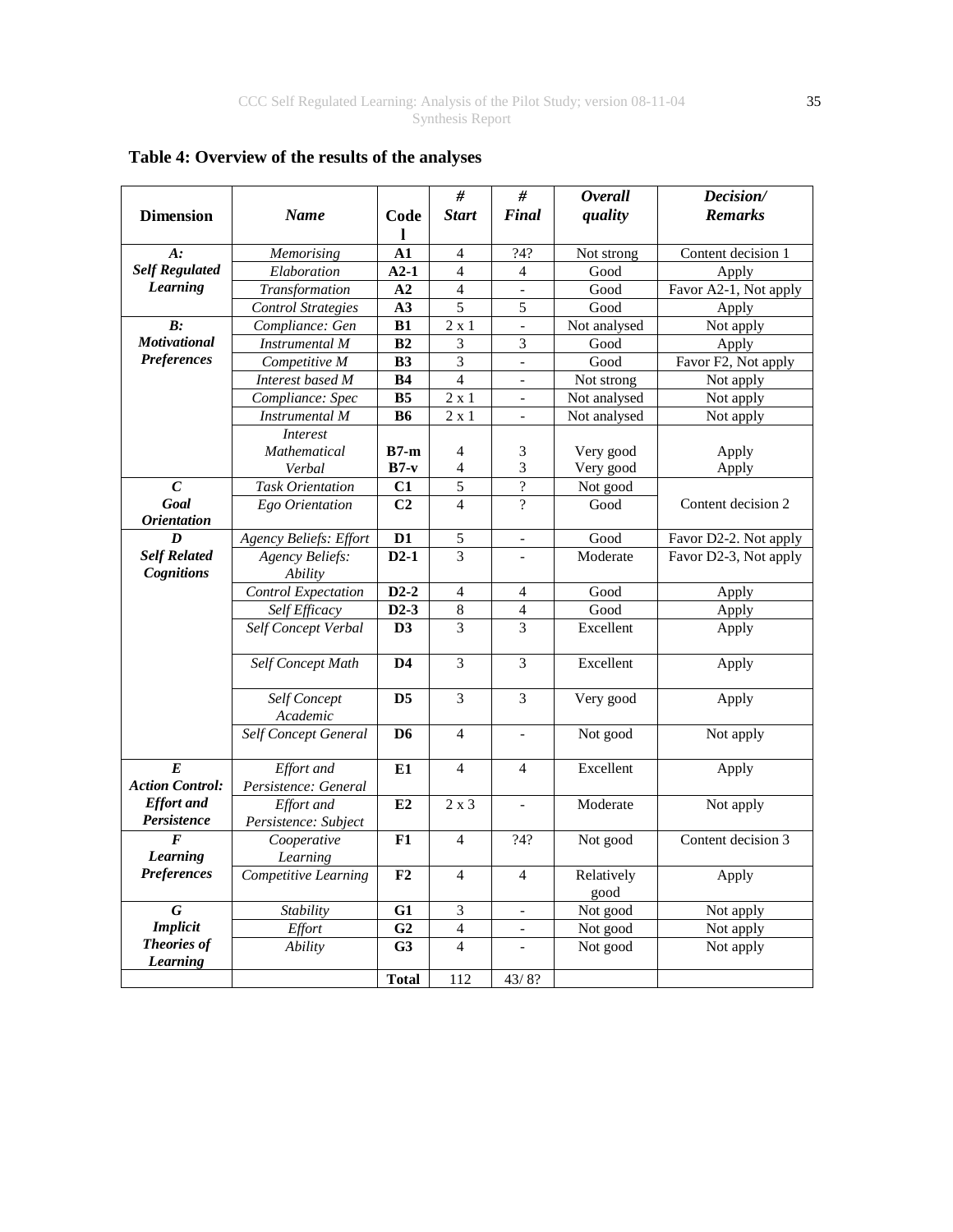**Table 4: Overview of the results of the analyses**

| Dimension | *Name* | Code l | *# Start* | *# Final* | *Overall quality* | *Decision/ Remarks* |
|---|---|---|---|---|---|---|
| ***A: Self Regulated Learning*** | *Memorising* | **A1** | 4 | ?4? | Not strong | Content decision 1 |
| | *Elaboration* | **A2-1** | 4 | 4 | Good | Apply |
| | *Transformation* | **A2** | 4 | - | Good | Favor A2-1, Not apply |
| | *Control Strategies* | **A3** | 5 | 5 | Good | Apply |
| ***B: Motivational Preferences*** | *Compliance: Gen* | **B1** | 2 x 1 | - | Not analysed | Not apply |
| | *Instrumental M* | **B2** | 3 | 3 | Good | Apply |
| | *Competitive M* | **B3** | 3 | - | Good | Favor F2, Not apply |
| | *Interest based M* | **B4** | 4 | - | Not strong | Not apply |
| | *Compliance: Spec* | **B5** | 2 x 1 | - | Not analysed | Not apply |
| | *Instrumental M* | **B6** | 2 x 1 | - | Not analysed | Not apply |
| | *Interest Mathematical* | **B7-m** | 4 | 3 | Very good | Apply |
| | *Verbal* | **B7-v** | 4 | 3 | Very good | Apply |
| ***C Goal Orientation*** | *Task Orientation* | **C1** | 5 | ? | Not good | Content decision 2 |
| | *Ego Orientation* | **C2** | 4 | ? | Good | |
| ***D Self Related Cognitions*** | *Agency Beliefs: Effort* | **D1** | 5 | - | Good | Favor D2-2. Not apply |
| | *Agency Beliefs: Ability* | **D2-1** | 3 | - | Moderate | Favor D2-3, Not apply |
| | *Control Expectation* | **D2-2** | 4 | 4 | Good | Apply |
| | *Self Efficacy* | **D2-3** | 8 | 4 | Good | Apply |
| | *Self Concept Verbal* | **D3** | 3 | 3 | Excellent | Apply |
| | *Self Concept Math* | **D4** | 3 | 3 | Excellent | Apply |
| | *Self Concept Academic* | **D5** | 3 | 3 | Very good | Apply |
| | *Self Concept General* | **D6** | 4 | - | Not good | Not apply |
| ***E Action Control: Effort and Persistence*** | *Effort and Persistence: General* | **E1** | 4 | 4 | Excellent | Apply |
| | *Effort and Persistence: Subject* | **E2** | 2 x 3 | - | Moderate | Not apply |
| ***F Learning Preferences*** | *Cooperative Learning* | **F1** | 4 | ?4? | Not good | Content decision 3 |
| | *Competitive Learning* | **F2** | 4 | 4 | Relatively good | Apply |
| ***G Implicit Theories of Learning*** | *Stability* | **G1** | 3 | - | Not good | Not apply |
| | *Effort* | **G2** | 4 | - | Not good | Not apply |
| | *Ability* | **G3** | 4 | - | Not good | Not apply |
| | | **Total** | 112 | 43/ 8? | | |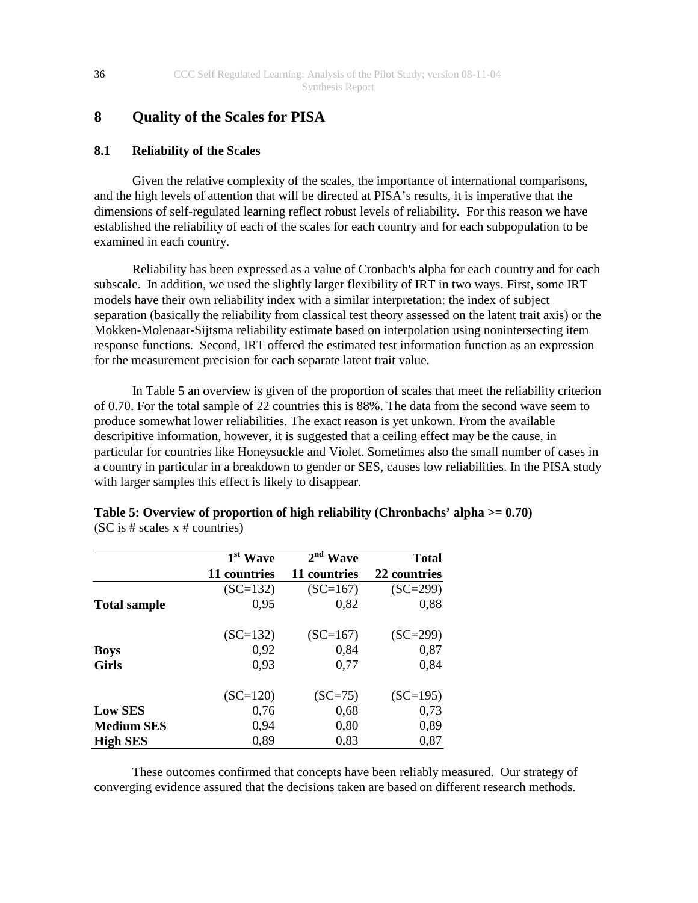# 8 Quality of the Scales for PISA

## 8.1 Reliability of the Scales

Given the relative complexity of the scales, the importance of international comparisons, and the high levels of attention that will be directed at PISA's results, it is imperative that the dimensions of self-regulated learning reflect robust levels of reliability. For this reason we have established the reliability of each of the scales for each country and for each subpopulation to be examined in each country.

Reliability has been expressed as a value of Cronbach's alpha for each country and for each subscale. In addition, we used the slightly larger flexibility of IRT in two ways. First, some IRT models have their own reliability index with a similar interpretation: the index of subject separation (basically the reliability from classical test theory assessed on the latent trait axis) or the Mokken-Molenaar-Sijtsma reliability estimate based on interpolation using nonintersecting item response functions. Second, IRT offered the estimated test information function as an expression for the measurement precision for each separate latent trait value.

In Table 5 an overview is given of the proportion of scales that meet the reliability criterion of 0.70. For the total sample of 22 countries this is 88%. The data from the second wave seem to produce somewhat lower reliabilities. The exact reason is yet unkown. From the available descripitive information, however, it is suggested that a ceiling effect may be the cause, in particular for countries like Honeysuckle and Violet. Sometimes also the small number of cases in a country in particular in a breakdown to gender or SES, causes low reliabilities. In the PISA study with larger samples this effect is likely to disappear.

**Table 5: Overview of proportion of high reliability (Chronbachs' alpha >= 0.70)**
(SC is # scales x # countries)

| | 1st Wave 11 countries | 2nd Wave 11 countries | Total 22 countries |
|---|---:|---:|---:|
| | (SC=132) | (SC=167) | (SC=299) |
| **Total sample** | 0,95 | 0,82 | 0,88 |
| | (SC=132) | (SC=167) | (SC=299) |
| **Boys** | 0,92 | 0,84 | 0,87 |
| **Girls** | 0,93 | 0,77 | 0,84 |
| | (SC=120) | (SC=75) | (SC=195) |
| **Low SES** | 0,76 | 0,68 | 0,73 |
| **Medium SES** | 0,94 | 0,80 | 0,89 |
| **High SES** | 0,89 | 0,83 | 0,87 |

These outcomes confirmed that concepts have been reliably measured. Our strategy of converging evidence assured that the decisions taken are based on different research methods.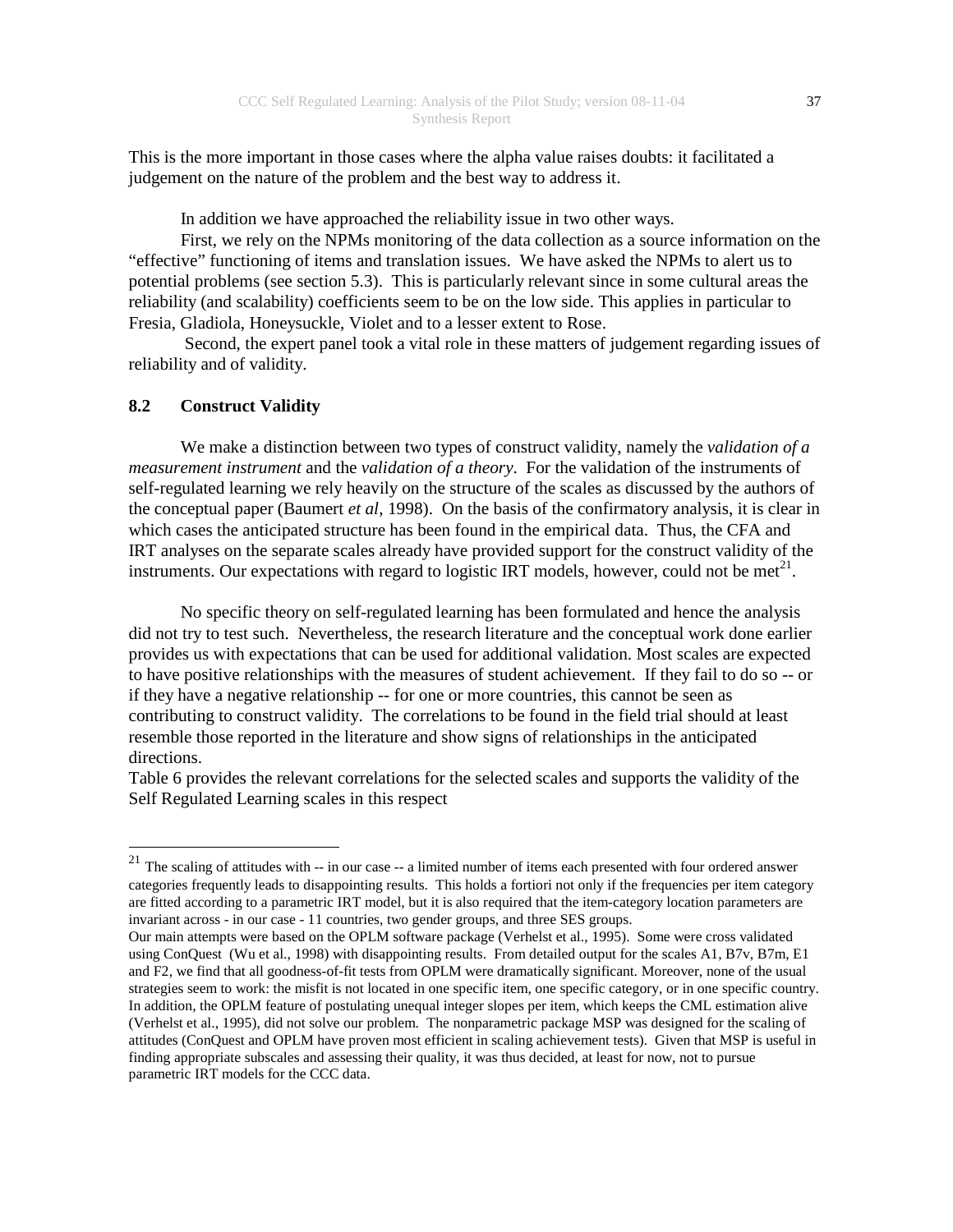This is the more important in those cases where the alpha value raises doubts: it facilitated a judgement on the nature of the problem and the best way to address it.

In addition we have approached the reliability issue in two other ways.

First, we rely on the NPMs monitoring of the data collection as a source information on the "effective" functioning of items and translation issues. We have asked the NPMs to alert us to potential problems (see section 5.3). This is particularly relevant since in some cultural areas the reliability (and scalability) coefficients seem to be on the low side. This applies in particular to Fresia, Gladiola, Honeysuckle, Violet and to a lesser extent to Rose.

Second, the expert panel took a vital role in these matters of judgement regarding issues of reliability and of validity.

## 8.2 Construct Validity

We make a distinction between two types of construct validity, namely the *validation of a measurement instrument* and the *validation of a theory*. For the validation of the instruments of self-regulated learning we rely heavily on the structure of the scales as discussed by the authors of the conceptual paper (Baumert *et al*, 1998). On the basis of the confirmatory analysis, it is clear in which cases the anticipated structure has been found in the empirical data. Thus, the CFA and IRT analyses on the separate scales already have provided support for the construct validity of the instruments. Our expectations with regard to logistic IRT models, however, could not be met[21].

No specific theory on self-regulated learning has been formulated and hence the analysis did not try to test such. Nevertheless, the research literature and the conceptual work done earlier provides us with expectations that can be used for additional validation. Most scales are expected to have positive relationships with the measures of student achievement. If they fail to do so -- or if they have a negative relationship -- for one or more countries, this cannot be seen as contributing to construct validity. The correlations to be found in the field trial should at least resemble those reported in the literature and show signs of relationships in the anticipated directions.

Table 6 provides the relevant correlations for the selected scales and supports the validity of the Self Regulated Learning scales in this respect

---

[21] The scaling of attitudes with -- in our case -- a limited number of items each presented with four ordered answer categories frequently leads to disappointing results. This holds a fortiori not only if the frequencies per item category are fitted according to a parametric IRT model, but it is also required that the item-category location parameters are invariant across - in our case - 11 countries, two gender groups, and three SES groups.

Our main attempts were based on the OPLM software package (Verhelst et al., 1995). Some were cross validated using ConQuest (Wu et al., 1998) with disappointing results. From detailed output for the scales A1, B7v, B7m, E1 and F2, we find that all goodness-of-fit tests from OPLM were dramatically significant. Moreover, none of the usual strategies seem to work: the misfit is not located in one specific item, one specific category, or in one specific country. In addition, the OPLM feature of postulating unequal integer slopes per item, which keeps the CML estimation alive (Verhelst et al., 1995), did not solve our problem. The nonparametric package MSP was designed for the scaling of attitudes (ConQuest and OPLM have proven most efficient in scaling achievement tests). Given that MSP is useful in finding appropriate subscales and assessing their quality, it was thus decided, at least for now, not to pursue parametric IRT models for the CCC data.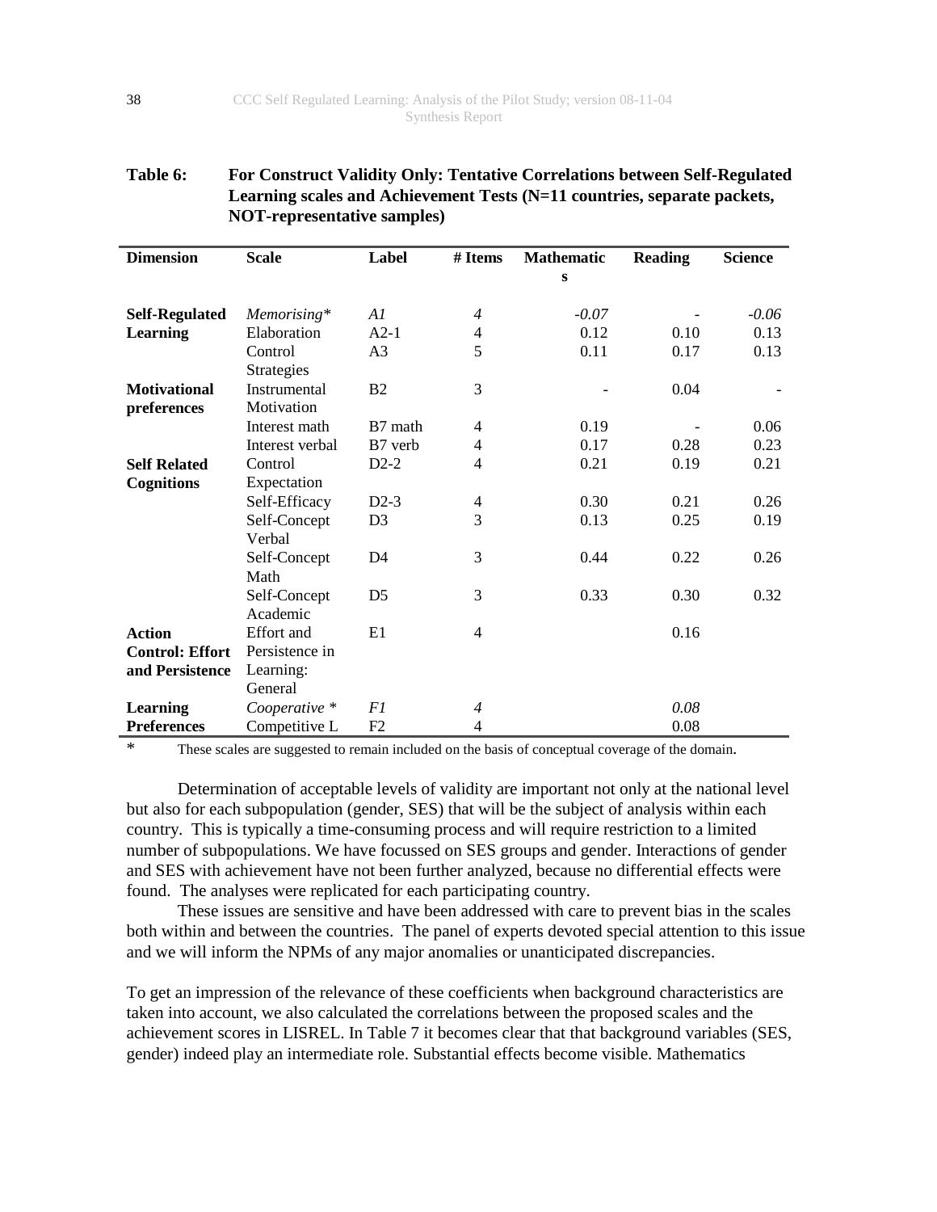**Table 6: For Construct Validity Only: Tentative Correlations between Self-Regulated Learning scales and Achievement Tests (N=11 countries, separate packets, NOT-representative samples)**

| Dimension | Scale | Label | # Items | Mathematics | Reading | Science |
|---|---|---|---|---|---|---|
| **Self-Regulated Learning** | *Memorising** | *A1* | *4* | *-0.07* | - | *-0.06* |
| | Elaboration | A2-1 | 4 | 0.12 | 0.10 | 0.13 |
| | Control Strategies | A3 | 5 | 0.11 | 0.17 | 0.13 |
| **Motivational preferences** | Instrumental Motivation | B2 | 3 | - | 0.04 | - |
| | Interest math | B7 math | 4 | 0.19 | - | 0.06 |
| | Interest verbal | B7 verb | 4 | 0.17 | 0.28 | 0.23 |
| **Self Related Cognitions** | Control Expectation | D2-2 | 4 | 0.21 | 0.19 | 0.21 |
| | Self-Efficacy | D2-3 | 4 | 0.30 | 0.21 | 0.26 |
| | Self-Concept Verbal | D3 | 3 | 0.13 | 0.25 | 0.19 |
| | Self-Concept Math | D4 | 3 | 0.44 | 0.22 | 0.26 |
| | Self-Concept Academic | D5 | 3 | 0.33 | 0.30 | 0.32 |
| **Action Control: Effort and Persistence** | Effort and Persistence in Learning: General | E1 | 4 | | 0.16 | |
| **Learning Preferences** | *Cooperative ** | *F1* | *4* | | *0.08* | |
| | Competitive L | F2 | 4 | | 0.08 | |

\* These scales are suggested to remain included on the basis of conceptual coverage of the domain.

Determination of acceptable levels of validity are important not only at the national level but also for each subpopulation (gender, SES) that will be the subject of analysis within each country. This is typically a time-consuming process and will require restriction to a limited number of subpopulations. We have focussed on SES groups and gender. Interactions of gender and SES with achievement have not been further analyzed, because no differential effects were found. The analyses were replicated for each participating country.

These issues are sensitive and have been addressed with care to prevent bias in the scales both within and between the countries. The panel of experts devoted special attention to this issue and we will inform the NPMs of any major anomalies or unanticipated discrepancies.

To get an impression of the relevance of these coefficients when background characteristics are taken into account, we also calculated the correlations between the proposed scales and the achievement scores in LISREL. In Table 7 it becomes clear that that background variables (SES, gender) indeed play an intermediate role. Substantial effects become visible. Mathematics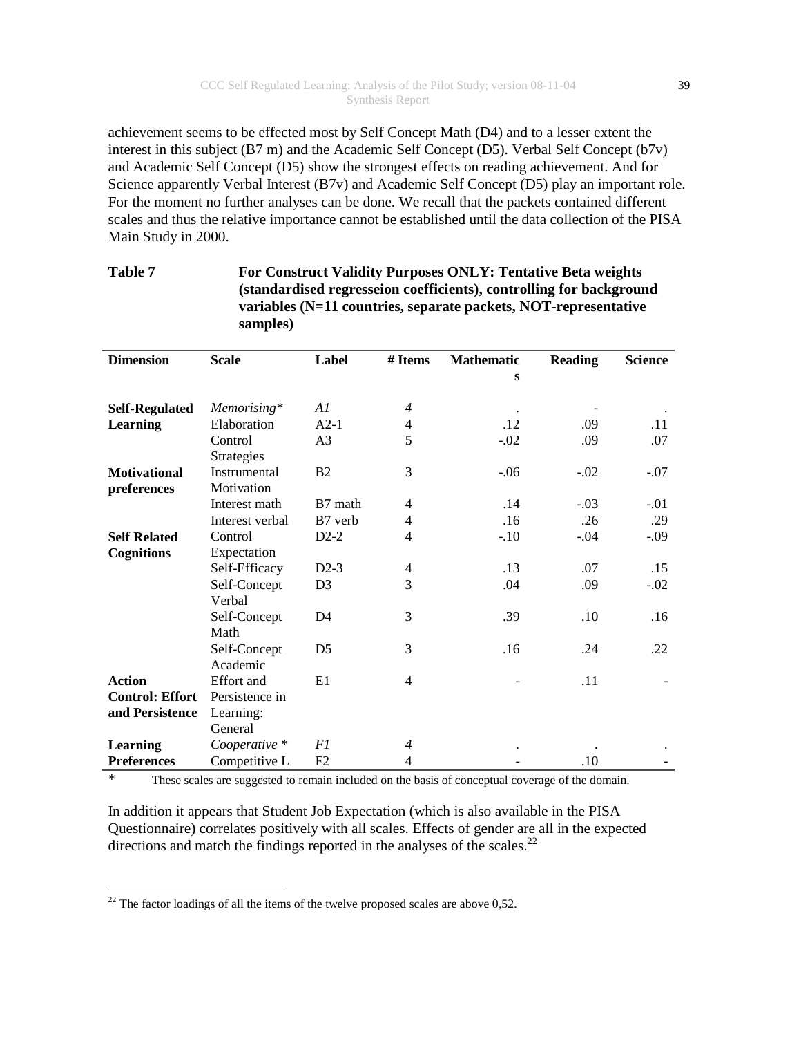achievement seems to be effected most by Self Concept Math (D4) and to a lesser extent the interest in this subject (B7 m) and the Academic Self Concept (D5). Verbal Self Concept (b7v) and Academic Self Concept (D5) show the strongest effects on reading achievement. And for Science apparently Verbal Interest (B7v) and Academic Self Concept (D5) play an important role. For the moment no further analyses can be done. We recall that the packets contained different scales and thus the relative importance cannot be established until the data collection of the PISA Main Study in 2000.

**Table 7 For Construct Validity Purposes ONLY: Tentative Beta weights (standardised regresseion coefficients), controlling for background variables (N=11 countries, separate packets, NOT-representative samples)**

| Dimension | Scale | Label | # Items | Mathematics | Reading | Science |
|---|---|---|---|---|---|---|
| **Self-Regulated Learning** | *Memorising\** | *A1* | *4* | . | - | . |
| | Elaboration | A2-1 | 4 | .12 | .09 | .11 |
| | Control Strategies | A3 | 5 | -.02 | .09 | .07 |
| **Motivational preferences** | Instrumental Motivation | B2 | 3 | -.06 | -.02 | -.07 |
| | Interest math | B7 math | 4 | .14 | -.03 | -.01 |
| | Interest verbal | B7 verb | 4 | .16 | .26 | .29 |
| **Self Related Cognitions** | Control Expectation | D2-2 | 4 | -.10 | -.04 | -.09 |
| | Self-Efficacy | D2-3 | 4 | .13 | .07 | .15 |
| | Self-Concept Verbal | D3 | 3 | .04 | .09 | -.02 |
| | Self-Concept Math | D4 | 3 | .39 | .10 | .16 |
| | Self-Concept Academic | D5 | 3 | .16 | .24 | .22 |
| **Action Control: Effort and Persistence** | Effort and Persistence in Learning: General | E1 | 4 | - | .11 | - |
| **Learning Preferences** | *Cooperative \** | *F1* | *4* | . | . | . |
| | Competitive L | F2 | 4 | - | .10 | - |

\* These scales are suggested to remain included on the basis of conceptual coverage of the domain.

In addition it appears that Student Job Expectation (which is also available in the PISA Questionnaire) correlates positively with all scales. Effects of gender are all in the expected directions and match the findings reported in the analyses of the scales.[22]

[22] The factor loadings of all the items of the twelve proposed scales are above 0,52.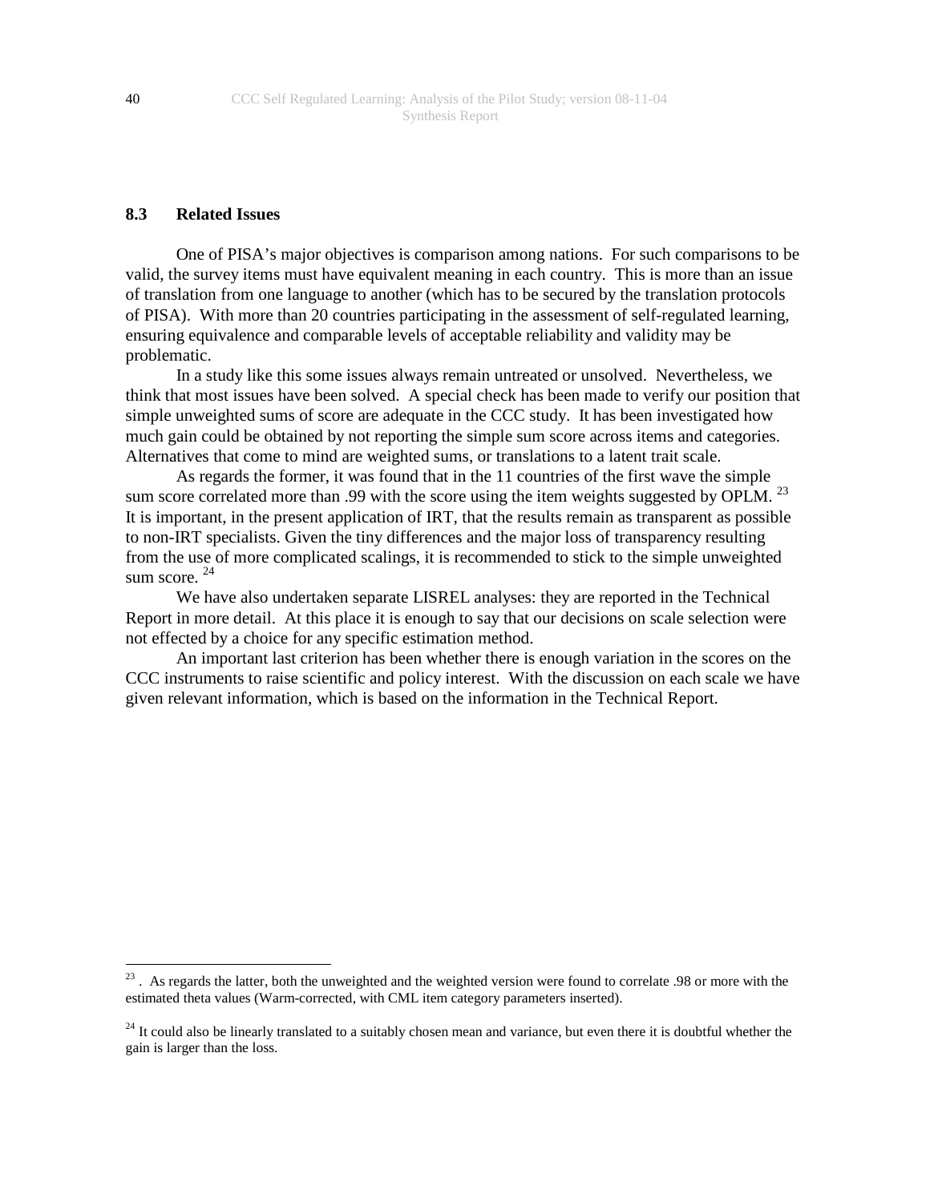## 8.3 Related Issues

One of PISA's major objectives is comparison among nations. For such comparisons to be valid, the survey items must have equivalent meaning in each country. This is more than an issue of translation from one language to another (which has to be secured by the translation protocols of PISA). With more than 20 countries participating in the assessment of self-regulated learning, ensuring equivalence and comparable levels of acceptable reliability and validity may be problematic.

In a study like this some issues always remain untreated or unsolved. Nevertheless, we think that most issues have been solved. A special check has been made to verify our position that simple unweighted sums of score are adequate in the CCC study. It has been investigated how much gain could be obtained by not reporting the simple sum score across items and categories. Alternatives that come to mind are weighted sums, or translations to a latent trait scale.

As regards the former, it was found that in the 11 countries of the first wave the simple sum score correlated more than .99 with the score using the item weights suggested by OPLM. [23] It is important, in the present application of IRT, that the results remain as transparent as possible to non-IRT specialists. Given the tiny differences and the major loss of transparency resulting from the use of more complicated scalings, it is recommended to stick to the simple unweighted sum score. [24]

We have also undertaken separate LISREL analyses: they are reported in the Technical Report in more detail. At this place it is enough to say that our decisions on scale selection were not effected by a choice for any specific estimation method.

An important last criterion has been whether there is enough variation in the scores on the CCC instruments to raise scientific and policy interest. With the discussion on each scale we have given relevant information, which is based on the information in the Technical Report.

---

[23] . As regards the latter, both the unweighted and the weighted version were found to correlate .98 or more with the estimated theta values (Warm-corrected, with CML item category parameters inserted).

[24] It could also be linearly translated to a suitably chosen mean and variance, but even there it is doubtful whether the gain is larger than the loss.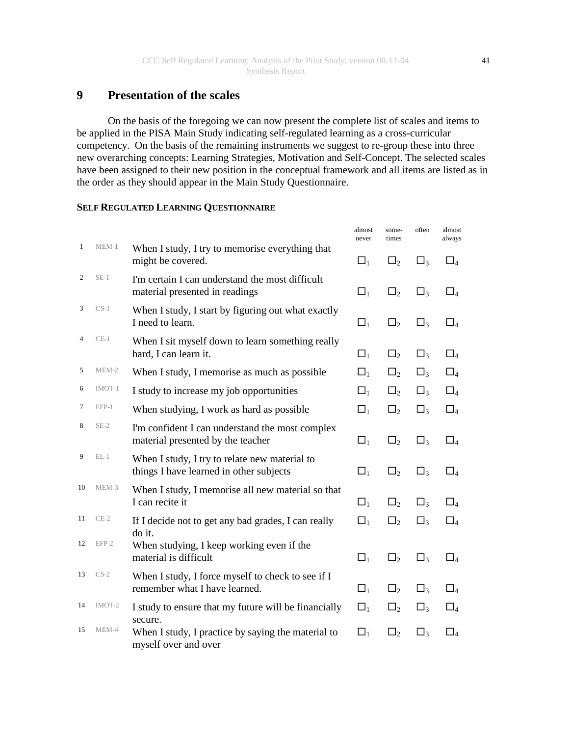# 9 Presentation of the scales

On the basis of the foregoing we can now present the complete list of scales and items to be applied in the PISA Main Study indicating self-regulated learning as a cross-curricular competency. On the basis of the remaining instruments we suggest to re-group these into three new overarching concepts: Learning Strategies, Motivation and Self-Concept. The selected scales have been assigned to their new position in the conceptual framework and all items are listed as in the order as they should appear in the Main Study Questionnaire.

**SELF REGULATED LEARNING QUESTIONNAIRE**

| | | | almost never | some-times | often | almost always |
|---|---|---|---|---|---|---|
| 1 | MEM-1 | When I study, I try to memorise everything that might be covered. | ☐1 | ☐2 | ☐3 | ☐4 |
| 2 | SE-1 | I'm certain I can understand the most difficult material presented in readings | ☐1 | ☐2 | ☐3 | ☐4 |
| 3 | CS-1 | When I study, I start by figuring out what exactly I need to learn. | ☐1 | ☐2 | ☐3 | ☐4 |
| 4 | CE-1 | When I sit myself down to learn something really hard, I can learn it. | ☐1 | ☐2 | ☐3 | ☐4 |
| 5 | MEM-2 | When I study, I memorise as much as possible | ☐1 | ☐2 | ☐3 | ☐4 |
| 6 | IMOT-1 | I study to increase my job opportunities | ☐1 | ☐2 | ☐3 | ☐4 |
| 7 | EFP-1 | When studying, I work as hard as possible | ☐1 | ☐2 | ☐3 | ☐4 |
| 8 | SE-2 | I'm confident I can understand the most complex material presented by the teacher | ☐1 | ☐2 | ☐3 | ☐4 |
| 9 | EL-1 | When I study, I try to relate new material to things I have learned in other subjects | ☐1 | ☐2 | ☐3 | ☐4 |
| 10 | MEM-3 | When I study, I memorise all new material so that I can recite it | ☐1 | ☐2 | ☐3 | ☐4 |
| 11 | CE-2 | If I decide not to get any bad grades, I can really do it. | ☐1 | ☐2 | ☐3 | ☐4 |
| 12 | EFP-2 | When studying, I keep working even if the material is difficult | ☐1 | ☐2 | ☐3 | ☐4 |
| 13 | CS-2 | When I study, I force myself to check to see if I remember what I have learned. | ☐1 | ☐2 | ☐3 | ☐4 |
| 14 | IMOT-2 | I study to ensure that my future will be financially secure. | ☐1 | ☐2 | ☐3 | ☐4 |
| 15 | MEM-4 | When I study, I practice by saying the material to myself over and over | ☐1 | ☐2 | ☐3 | ☐4 |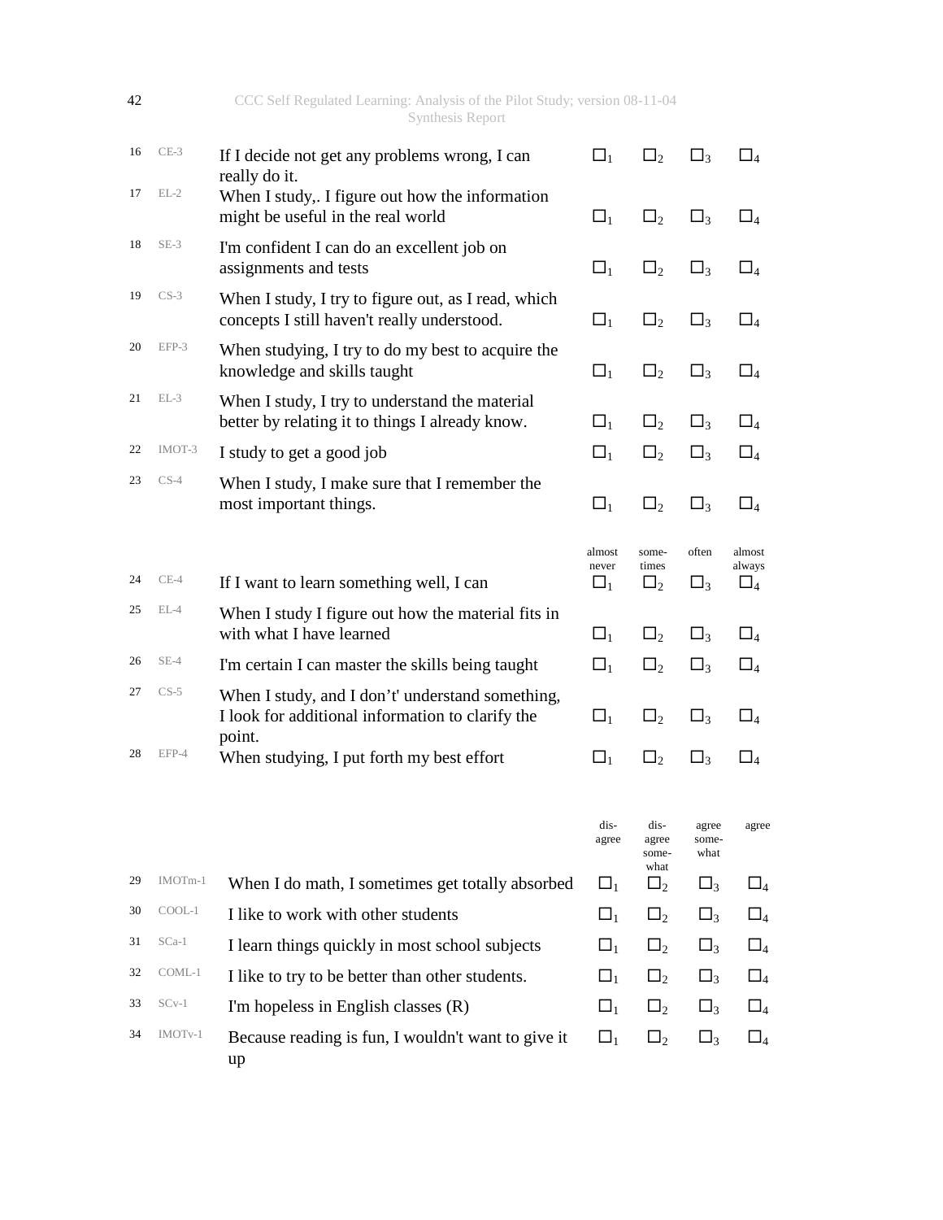| | | | | | | |
|---|---|---|---|---|---|---|
| 16 | CE-3 | If I decide not get any problems wrong, I can really do it. | ☐1 | ☐2 | ☐3 | ☐4 |
| 17 | EL-2 | When I study,. I figure out how the information might be useful in the real world | ☐1 | ☐2 | ☐3 | ☐4 |
| 18 | SE-3 | I'm confident I can do an excellent job on assignments and tests | ☐1 | ☐2 | ☐3 | ☐4 |
| 19 | CS-3 | When I study, I try to figure out, as I read, which concepts I still haven't really understood. | ☐1 | ☐2 | ☐3 | ☐4 |
| 20 | EFP-3 | When studying, I try to do my best to acquire the knowledge and skills taught | ☐1 | ☐2 | ☐3 | ☐4 |
| 21 | EL-3 | When I study, I try to understand the material better by relating it to things I already know. | ☐1 | ☐2 | ☐3 | ☐4 |
| 22 | IMOT-3 | I study to get a good job | ☐1 | ☐2 | ☐3 | ☐4 |
| 23 | CS-4 | When I study, I make sure that I remember the most important things. | ☐1 | ☐2 | ☐3 | ☐4 |

| | | | almost never | some-times | often | almost always |
|---|---|---|---|---|---|---|
| 24 | CE-4 | If I want to learn something well, I can | ☐1 | ☐2 | ☐3 | ☐4 |
| 25 | EL-4 | When I study I figure out how the material fits in with what I have learned | ☐1 | ☐2 | ☐3 | ☐4 |
| 26 | SE-4 | I'm certain I can master the skills being taught | ☐1 | ☐2 | ☐3 | ☐4 |
| 27 | CS-5 | When I study, and I don't' understand something, I look for additional information to clarify the point. | ☐1 | ☐2 | ☐3 | ☐4 |
| 28 | EFP-4 | When studying, I put forth my best effort | ☐1 | ☐2 | ☐3 | ☐4 |

| | | | dis-agree | dis-agree some-what | agree some-what | agree |
|---|---|---|---|---|---|---|
| 29 | IMOTm-1 | When I do math, I sometimes get totally absorbed | ☐1 | ☐2 | ☐3 | ☐4 |
| 30 | COOL-1 | I like to work with other students | ☐1 | ☐2 | ☐3 | ☐4 |
| 31 | SCa-1 | I learn things quickly in most school subjects | ☐1 | ☐2 | ☐3 | ☐4 |
| 32 | COML-1 | I like to try to be better than other students. | ☐1 | ☐2 | ☐3 | ☐4 |
| 33 | SCv-1 | I'm hopeless in English classes (R) | ☐1 | ☐2 | ☐3 | ☐4 |
| 34 | IMOTv-1 | Because reading is fun, I wouldn't want to give it up | ☐1 | ☐2 | ☐3 | ☐4 |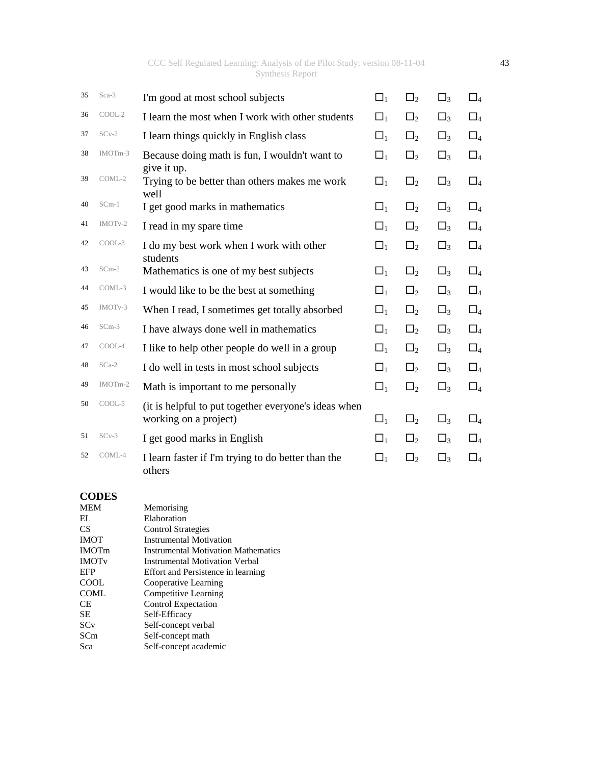| | | | | | | |
|---|---|---|---|---|---|---|
| 35 | Sca-3 | I'm good at most school subjects | ☐1 | ☐2 | ☐3 | ☐4 |
| 36 | COOL-2 | I learn the most when I work with other students | ☐1 | ☐2 | ☐3 | ☐4 |
| 37 | SCv-2 | I learn things quickly in English class | ☐1 | ☐2 | ☐3 | ☐4 |
| 38 | IMOTm-3 | Because doing math is fun, I wouldn't want to give it up. | ☐1 | ☐2 | ☐3 | ☐4 |
| 39 | COML-2 | Trying to be better than others makes me work well | ☐1 | ☐2 | ☐3 | ☐4 |
| 40 | SCm-1 | I get good marks in mathematics | ☐1 | ☐2 | ☐3 | ☐4 |
| 41 | IMOTv-2 | I read in my spare time | ☐1 | ☐2 | ☐3 | ☐4 |
| 42 | COOL-3 | I do my best work when I work with other students | ☐1 | ☐2 | ☐3 | ☐4 |
| 43 | SCm-2 | Mathematics is one of my best subjects | ☐1 | ☐2 | ☐3 | ☐4 |
| 44 | COML-3 | I would like to be the best at something | ☐1 | ☐2 | ☐3 | ☐4 |
| 45 | IMOTv-3 | When I read, I sometimes get totally absorbed | ☐1 | ☐2 | ☐3 | ☐4 |
| 46 | SCm-3 | I have always done well in mathematics | ☐1 | ☐2 | ☐3 | ☐4 |
| 47 | COOL-4 | I like to help other people do well in a group | ☐1 | ☐2 | ☐3 | ☐4 |
| 48 | SCa-2 | I do well in tests in most school subjects | ☐1 | ☐2 | ☐3 | ☐4 |
| 49 | IMOTm-2 | Math is important to me personally | ☐1 | ☐2 | ☐3 | ☐4 |
| 50 | COOL-5 | (it is helpful to put together everyone's ideas when working on a project) | ☐1 | ☐2 | ☐3 | ☐4 |
| 51 | SCv-3 | I get good marks in English | ☐1 | ☐2 | ☐3 | ☐4 |
| 52 | COML-4 | I learn faster if I'm trying to do better than the others | ☐1 | ☐2 | ☐3 | ☐4 |

**CODES**

| | |
|---|---|
| MEM | Memorising |
| EL | Elaboration |
| CS | Control Strategies |
| IMOT | Instrumental Motivation |
| IMOTm | Instrumental Motivation Mathematics |
| IMOTv | Instrumental Motivation Verbal |
| EFP | Effort and Persistence in learning |
| COOL | Cooperative Learning |
| COML | Competitive Learning |
| CE | Control Expectation |
| SE | Self-Efficacy |
| SCv | Self-concept verbal |
| SCm | Self-concept math |
| Sca | Self-concept academic |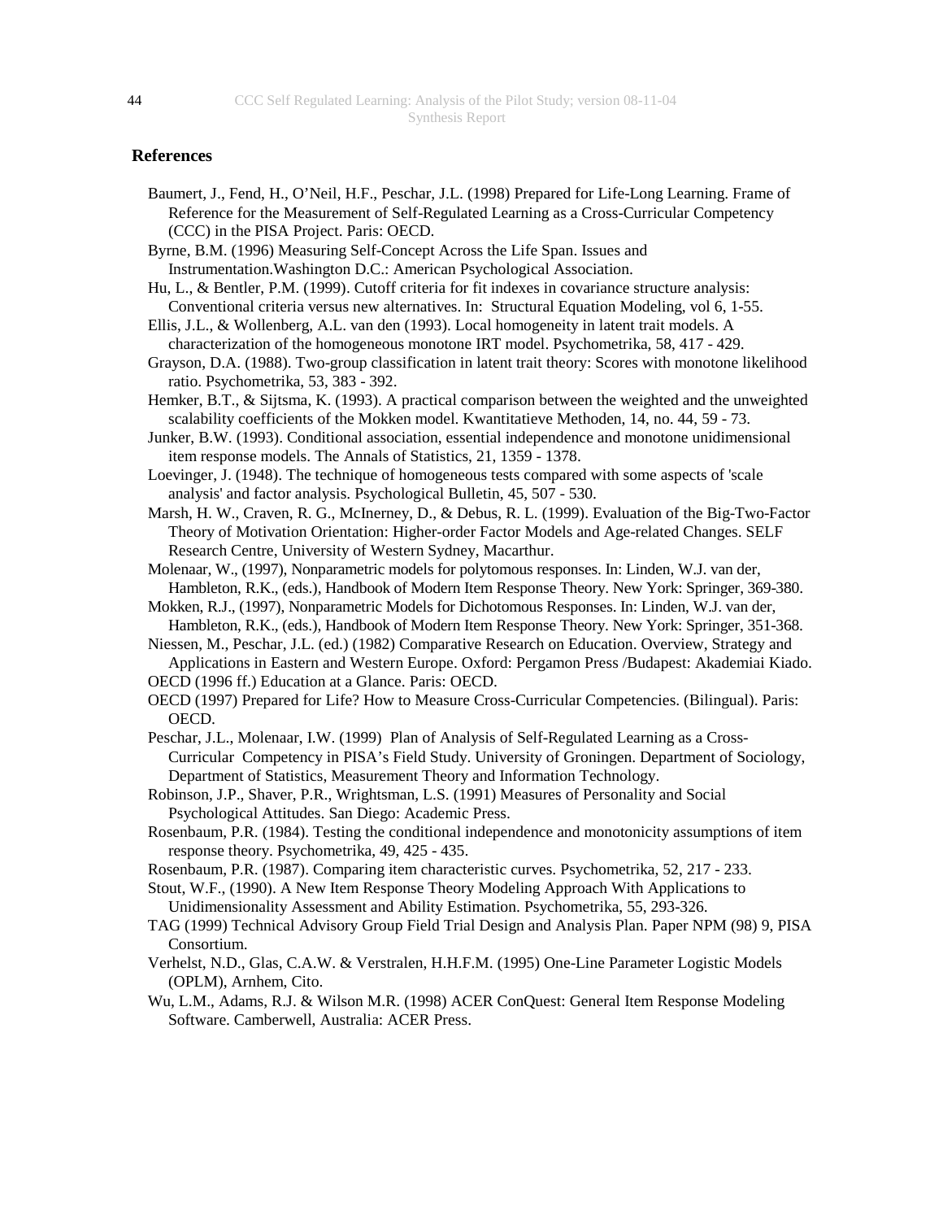## References

Baumert, J., Fend, H., O'Neil, H.F., Peschar, J.L. (1998) Prepared for Life-Long Learning. Frame of Reference for the Measurement of Self-Regulated Learning as a Cross-Curricular Competency (CCC) in the PISA Project. Paris: OECD.

Byrne, B.M. (1996) Measuring Self-Concept Across the Life Span. Issues and Instrumentation.Washington D.C.: American Psychological Association.

Hu, L., & Bentler, P.M. (1999). Cutoff criteria for fit indexes in covariance structure analysis: Conventional criteria versus new alternatives. In: Structural Equation Modeling, vol 6, 1-55.

Ellis, J.L., & Wollenberg, A.L. van den (1993). Local homogeneity in latent trait models. A characterization of the homogeneous monotone IRT model. Psychometrika, 58, 417 - 429.

Grayson, D.A. (1988). Two-group classification in latent trait theory: Scores with monotone likelihood ratio. Psychometrika, 53, 383 - 392.

Hemker, B.T., & Sijtsma, K. (1993). A practical comparison between the weighted and the unweighted scalability coefficients of the Mokken model. Kwantitatieve Methoden, 14, no. 44, 59 - 73.

Junker, B.W. (1993). Conditional association, essential independence and monotone unidimensional item response models. The Annals of Statistics, 21, 1359 - 1378.

Loevinger, J. (1948). The technique of homogeneous tests compared with some aspects of 'scale analysis' and factor analysis. Psychological Bulletin, 45, 507 - 530.

Marsh, H. W., Craven, R. G., McInerney, D., & Debus, R. L. (1999). Evaluation of the Big-Two-Factor Theory of Motivation Orientation: Higher-order Factor Models and Age-related Changes. SELF Research Centre, University of Western Sydney, Macarthur.

Molenaar, W., (1997), Nonparametric models for polytomous responses. In: Linden, W.J. van der, Hambleton, R.K., (eds.), Handbook of Modern Item Response Theory. New York: Springer, 369-380.

Mokken, R.J., (1997), Nonparametric Models for Dichotomous Responses. In: Linden, W.J. van der, Hambleton, R.K., (eds.), Handbook of Modern Item Response Theory. New York: Springer, 351-368.

Niessen, M., Peschar, J.L. (ed.) (1982) Comparative Research on Education. Overview, Strategy and Applications in Eastern and Western Europe. Oxford: Pergamon Press /Budapest: Akademiai Kiado.

OECD (1996 ff.) Education at a Glance. Paris: OECD.

OECD (1997) Prepared for Life? How to Measure Cross-Curricular Competencies. (Bilingual). Paris: OECD.

Peschar, J.L., Molenaar, I.W. (1999) Plan of Analysis of Self-Regulated Learning as a Cross-Curricular Competency in PISA's Field Study. University of Groningen. Department of Sociology, Department of Statistics, Measurement Theory and Information Technology.

Robinson, J.P., Shaver, P.R., Wrightsman, L.S. (1991) Measures of Personality and Social Psychological Attitudes. San Diego: Academic Press.

Rosenbaum, P.R. (1984). Testing the conditional independence and monotonicity assumptions of item response theory. Psychometrika, 49, 425 - 435.

Rosenbaum, P.R. (1987). Comparing item characteristic curves. Psychometrika, 52, 217 - 233.

Stout, W.F., (1990). A New Item Response Theory Modeling Approach With Applications to Unidimensionality Assessment and Ability Estimation. Psychometrika, 55, 293-326.

TAG (1999) Technical Advisory Group Field Trial Design and Analysis Plan. Paper NPM (98) 9, PISA Consortium.

Verhelst, N.D., Glas, C.A.W. & Verstralen, H.H.F.M. (1995) One-Line Parameter Logistic Models (OPLM), Arnhem, Cito.

Wu, L.M., Adams, R.J. & Wilson M.R. (1998) ACER ConQuest: General Item Response Modeling Software. Camberwell, Australia: ACER Press.